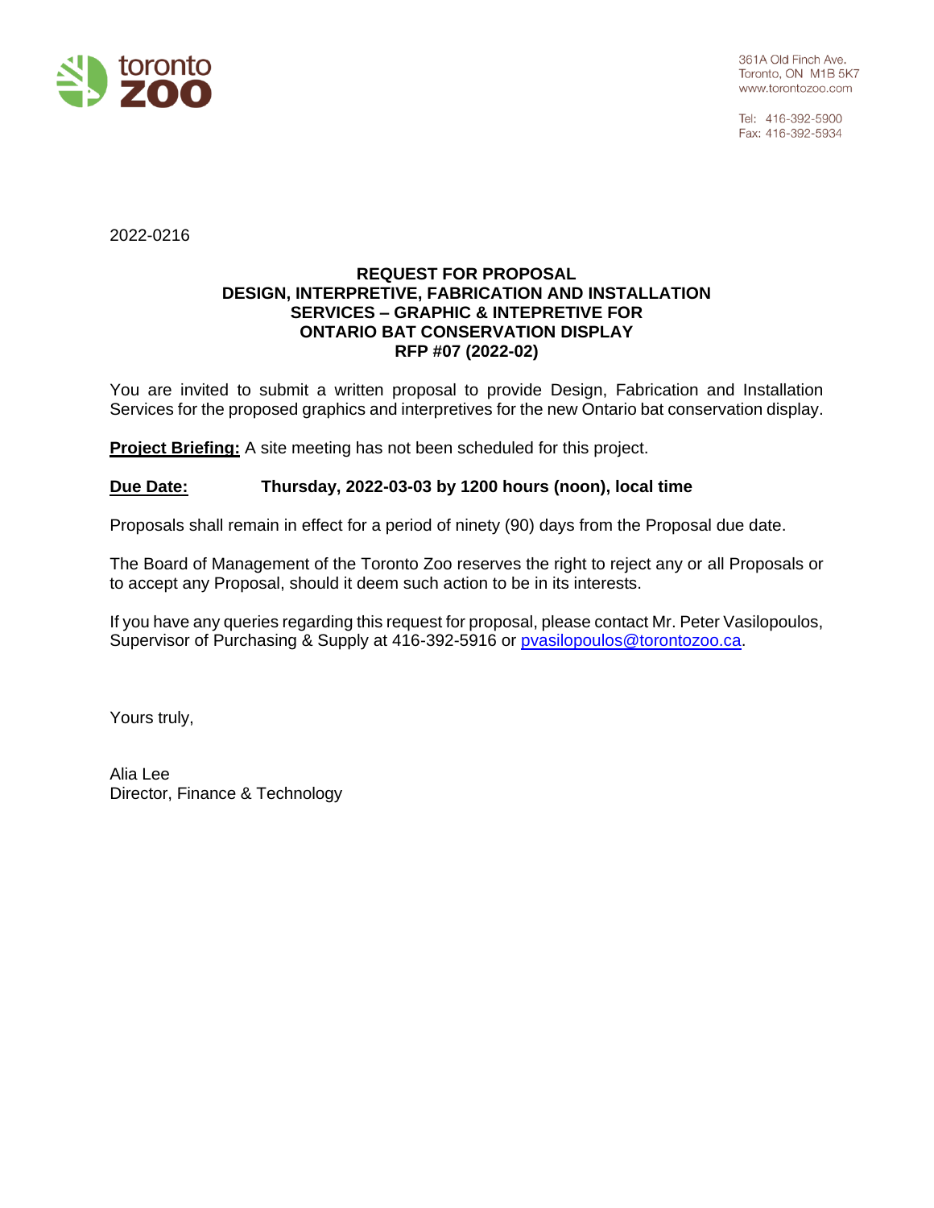toronto **zoo**

361A Old Finch Ave.
Toronto, ON M1B 5K7
www.torontozoo.com

Tel: 416-392-5900
Fax: 416-392-5934

2022-0216

**REQUEST FOR PROPOSAL**
**DESIGN, INTERPRETIVE, FABRICATION AND INSTALLATION SERVICES – GRAPHIC & INTEPRETIVE FOR ONTARIO BAT CONSERVATION DISPLAY**
**RFP #07 (2022-02)**

You are invited to submit a written proposal to provide Design, Fabrication and Installation Services for the proposed graphics and interpretives for the new Ontario bat conservation display.

**Project Briefing:** A site meeting has not been scheduled for this project.

**Due Date:** **Thursday, 2022-03-03 by 1200 hours (noon), local time**

Proposals shall remain in effect for a period of ninety (90) days from the Proposal due date.

The Board of Management of the Toronto Zoo reserves the right to reject any or all Proposals or to accept any Proposal, should it deem such action to be in its interests.

If you have any queries regarding this request for proposal, please contact Mr. Peter Vasilopoulos, Supervisor of Purchasing & Supply at 416-392-5916 or pvasilopoulos@torontozoo.ca.

Yours truly,

Alia Lee
Director, Finance & Technology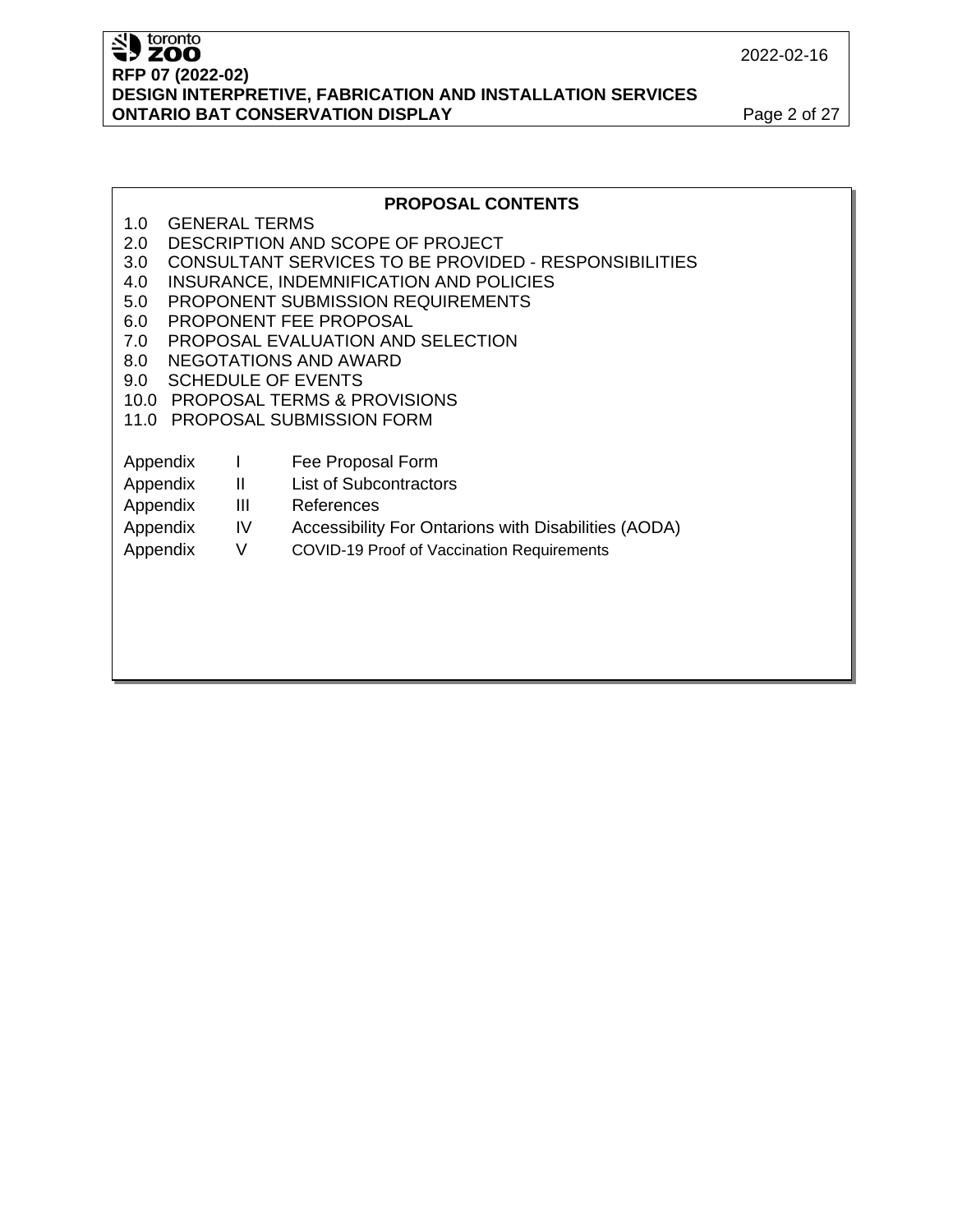## PROPOSAL CONTENTS

1.0 GENERAL TERMS
2.0 DESCRIPTION AND SCOPE OF PROJECT
3.0 CONSULTANT SERVICES TO BE PROVIDED - RESPONSIBILITIES
4.0 INSURANCE, INDEMNIFICATION AND POLICIES
5.0 PROPONENT SUBMISSION REQUIREMENTS
6.0 PROPONENT FEE PROPOSAL
7.0 PROPOSAL EVALUATION AND SELECTION
8.0 NEGOTATIONS AND AWARD
9.0 SCHEDULE OF EVENTS
10.0 PROPOSAL TERMS & PROVISIONS
11.0 PROPOSAL SUBMISSION FORM

Appendix I Fee Proposal Form
Appendix II List of Subcontractors
Appendix III References
Appendix IV Accessibility For Ontarions with Disabilities (AODA)
Appendix V COVID-19 Proof of Vaccination Requirements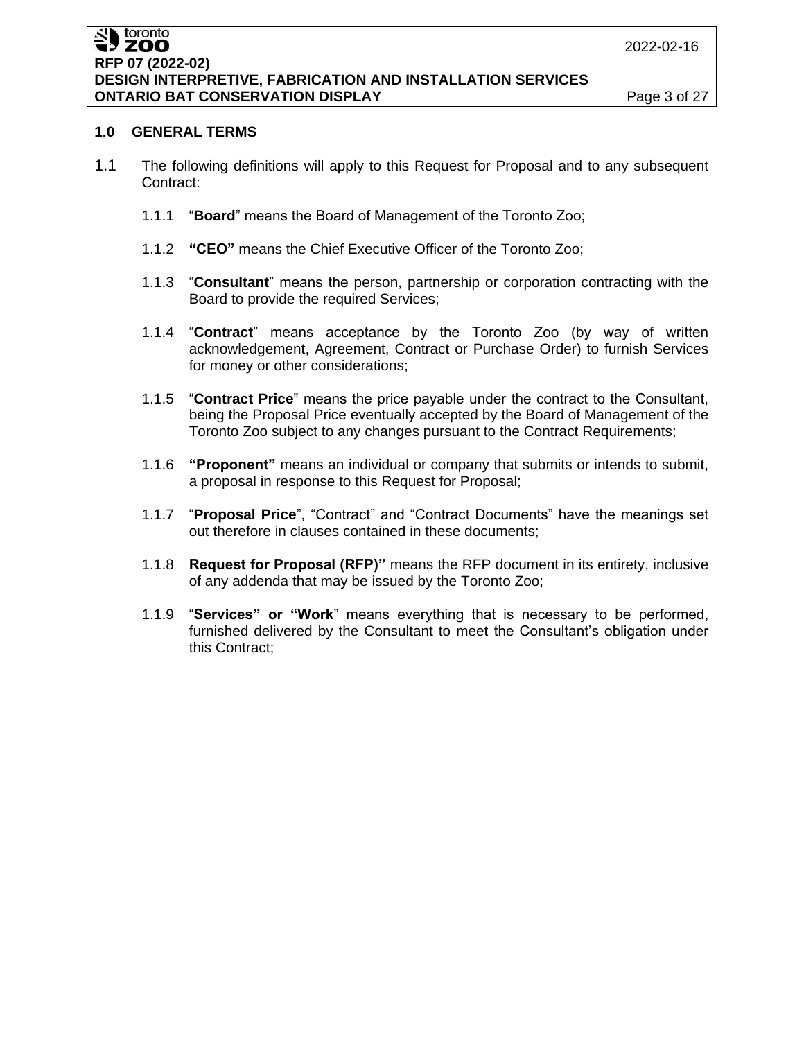## 1.0 GENERAL TERMS

1.1 The following definitions will apply to this Request for Proposal and to any subsequent Contract:

1.1.1 "**Board**" means the Board of Management of the Toronto Zoo;

1.1.2 **"CEO"** means the Chief Executive Officer of the Toronto Zoo;

1.1.3 "**Consultant**" means the person, partnership or corporation contracting with the Board to provide the required Services;

1.1.4 "**Contract**" means acceptance by the Toronto Zoo (by way of written acknowledgement, Agreement, Contract or Purchase Order) to furnish Services for money or other considerations;

1.1.5 "**Contract Price**" means the price payable under the contract to the Consultant, being the Proposal Price eventually accepted by the Board of Management of the Toronto Zoo subject to any changes pursuant to the Contract Requirements;

1.1.6 **"Proponent"** means an individual or company that submits or intends to submit, a proposal in response to this Request for Proposal;

1.1.7 "**Proposal Price**", "Contract" and "Contract Documents" have the meanings set out therefore in clauses contained in these documents;

1.1.8 **Request for Proposal (RFP)"** means the RFP document in its entirety, inclusive of any addenda that may be issued by the Toronto Zoo;

1.1.9 "**Services" or "Work**" means everything that is necessary to be performed, furnished delivered by the Consultant to meet the Consultant's obligation under this Contract;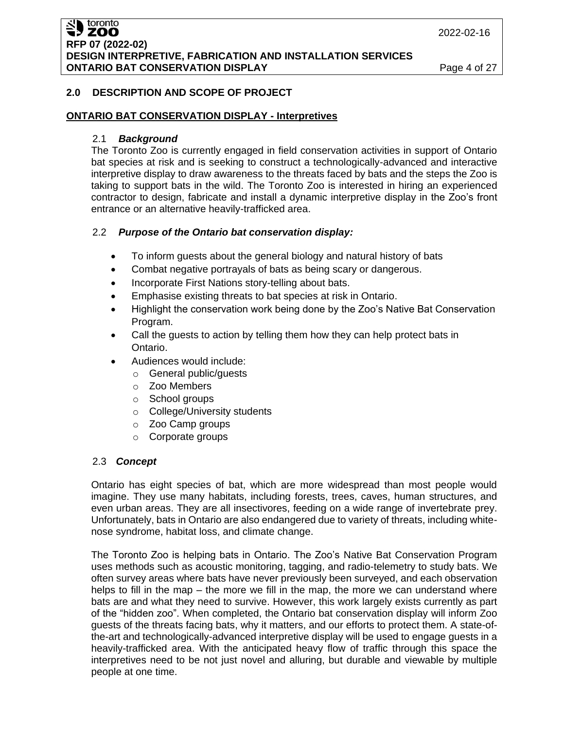## 2.0 DESCRIPTION AND SCOPE OF PROJECT

**ONTARIO BAT CONSERVATION DISPLAY - Interpretives**

### 2.1 *Background*

The Toronto Zoo is currently engaged in field conservation activities in support of Ontario bat species at risk and is seeking to construct a technologically-advanced and interactive interpretive display to draw awareness to the threats faced by bats and the steps the Zoo is taking to support bats in the wild. The Toronto Zoo is interested in hiring an experienced contractor to design, fabricate and install a dynamic interpretive display in the Zoo's front entrance or an alternative heavily-trafficked area.

### 2.2 *Purpose of the Ontario bat conservation display:*

- To inform guests about the general biology and natural history of bats
- Combat negative portrayals of bats as being scary or dangerous.
- Incorporate First Nations story-telling about bats.
- Emphasise existing threats to bat species at risk in Ontario.
- Highlight the conservation work being done by the Zoo's Native Bat Conservation Program.
- Call the guests to action by telling them how they can help protect bats in Ontario.
- Audiences would include:
  - General public/guests
  - Zoo Members
  - School groups
  - College/University students
  - Zoo Camp groups
  - Corporate groups

### 2.3 *Concept*

Ontario has eight species of bat, which are more widespread than most people would imagine. They use many habitats, including forests, trees, caves, human structures, and even urban areas. They are all insectivores, feeding on a wide range of invertebrate prey. Unfortunately, bats in Ontario are also endangered due to variety of threats, including white-nose syndrome, habitat loss, and climate change.

The Toronto Zoo is helping bats in Ontario. The Zoo's Native Bat Conservation Program uses methods such as acoustic monitoring, tagging, and radio-telemetry to study bats. We often survey areas where bats have never previously been surveyed, and each observation helps to fill in the map – the more we fill in the map, the more we can understand where bats are and what they need to survive. However, this work largely exists currently as part of the "hidden zoo". When completed, the Ontario bat conservation display will inform Zoo guests of the threats facing bats, why it matters, and our efforts to protect them. A state-of-the-art and technologically-advanced interpretive display will be used to engage guests in a heavily-trafficked area. With the anticipated heavy flow of traffic through this space the interpretives need to be not just novel and alluring, but durable and viewable by multiple people at one time.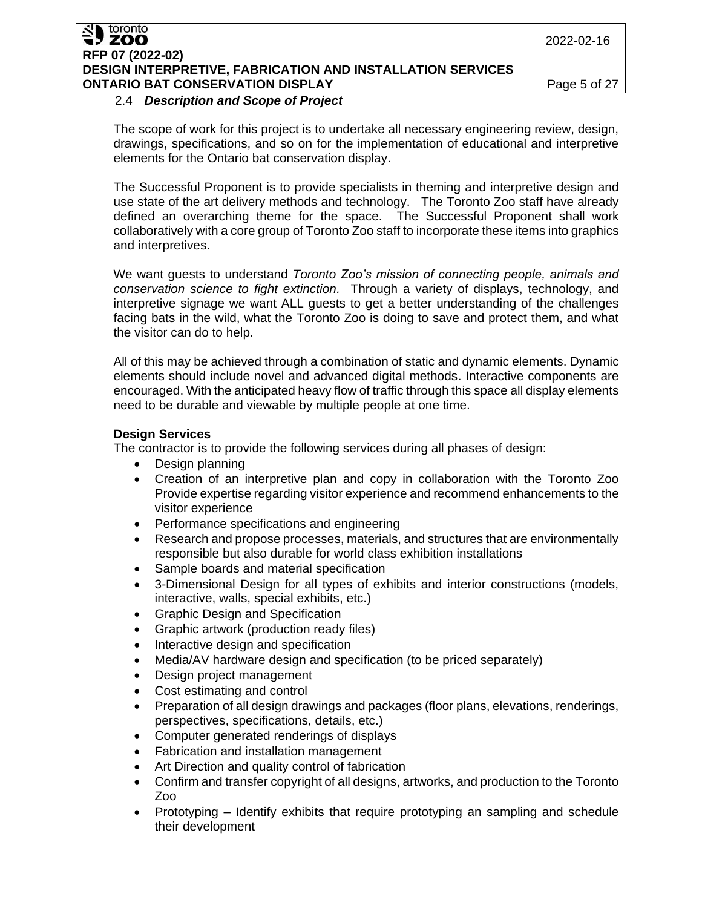### 2.4 *Description and Scope of Project*

The scope of work for this project is to undertake all necessary engineering review, design, drawings, specifications, and so on for the implementation of educational and interpretive elements for the Ontario bat conservation display.

The Successful Proponent is to provide specialists in theming and interpretive design and use state of the art delivery methods and technology. The Toronto Zoo staff have already defined an overarching theme for the space. The Successful Proponent shall work collaboratively with a core group of Toronto Zoo staff to incorporate these items into graphics and interpretives.

We want guests to understand *Toronto Zoo's mission of connecting people, animals and conservation science to fight extinction.* Through a variety of displays, technology, and interpretive signage we want ALL guests to get a better understanding of the challenges facing bats in the wild, what the Toronto Zoo is doing to save and protect them, and what the visitor can do to help.

All of this may be achieved through a combination of static and dynamic elements. Dynamic elements should include novel and advanced digital methods. Interactive components are encouraged. With the anticipated heavy flow of traffic through this space all display elements need to be durable and viewable by multiple people at one time.

**Design Services**

The contractor is to provide the following services during all phases of design:

- Design planning
- Creation of an interpretive plan and copy in collaboration with the Toronto Zoo Provide expertise regarding visitor experience and recommend enhancements to the visitor experience
- Performance specifications and engineering
- Research and propose processes, materials, and structures that are environmentally responsible but also durable for world class exhibition installations
- Sample boards and material specification
- 3-Dimensional Design for all types of exhibits and interior constructions (models, interactive, walls, special exhibits, etc.)
- Graphic Design and Specification
- Graphic artwork (production ready files)
- Interactive design and specification
- Media/AV hardware design and specification (to be priced separately)
- Design project management
- Cost estimating and control
- Preparation of all design drawings and packages (floor plans, elevations, renderings, perspectives, specifications, details, etc.)
- Computer generated renderings of displays
- Fabrication and installation management
- Art Direction and quality control of fabrication
- Confirm and transfer copyright of all designs, artworks, and production to the Toronto Zoo
- Prototyping – Identify exhibits that require prototyping an sampling and schedule their development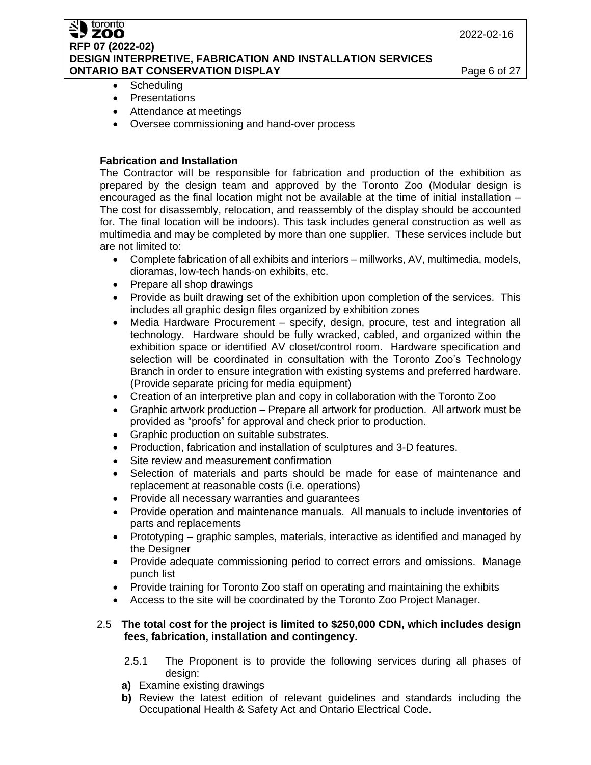- Scheduling
- Presentations
- Attendance at meetings
- Oversee commissioning and hand-over process

**Fabrication and Installation**

The Contractor will be responsible for fabrication and production of the exhibition as prepared by the design team and approved by the Toronto Zoo (Modular design is encouraged as the final location might not be available at the time of initial installation – The cost for disassembly, relocation, and reassembly of the display should be accounted for. The final location will be indoors). This task includes general construction as well as multimedia and may be completed by more than one supplier. These services include but are not limited to:

- Complete fabrication of all exhibits and interiors – millworks, AV, multimedia, models, dioramas, low-tech hands-on exhibits, etc.
- Prepare all shop drawings
- Provide as built drawing set of the exhibition upon completion of the services. This includes all graphic design files organized by exhibition zones
- Media Hardware Procurement – specify, design, procure, test and integration all technology. Hardware should be fully wracked, cabled, and organized within the exhibition space or identified AV closet/control room. Hardware specification and selection will be coordinated in consultation with the Toronto Zoo's Technology Branch in order to ensure integration with existing systems and preferred hardware. (Provide separate pricing for media equipment)
- Creation of an interpretive plan and copy in collaboration with the Toronto Zoo
- Graphic artwork production – Prepare all artwork for production. All artwork must be provided as "proofs" for approval and check prior to production.
- Graphic production on suitable substrates.
- Production, fabrication and installation of sculptures and 3-D features.
- Site review and measurement confirmation
- Selection of materials and parts should be made for ease of maintenance and replacement at reasonable costs (i.e. operations)
- Provide all necessary warranties and guarantees
- Provide operation and maintenance manuals. All manuals to include inventories of parts and replacements
- Prototyping – graphic samples, materials, interactive as identified and managed by the Designer
- Provide adequate commissioning period to correct errors and omissions. Manage punch list
- Provide training for Toronto Zoo staff on operating and maintaining the exhibits
- Access to the site will be coordinated by the Toronto Zoo Project Manager.

2.5 **The total cost for the project is limited to $250,000 CDN, which includes design fees, fabrication, installation and contingency.**

2.5.1 The Proponent is to provide the following services during all phases of design:

**a)** Examine existing drawings

**b)** Review the latest edition of relevant guidelines and standards including the Occupational Health & Safety Act and Ontario Electrical Code.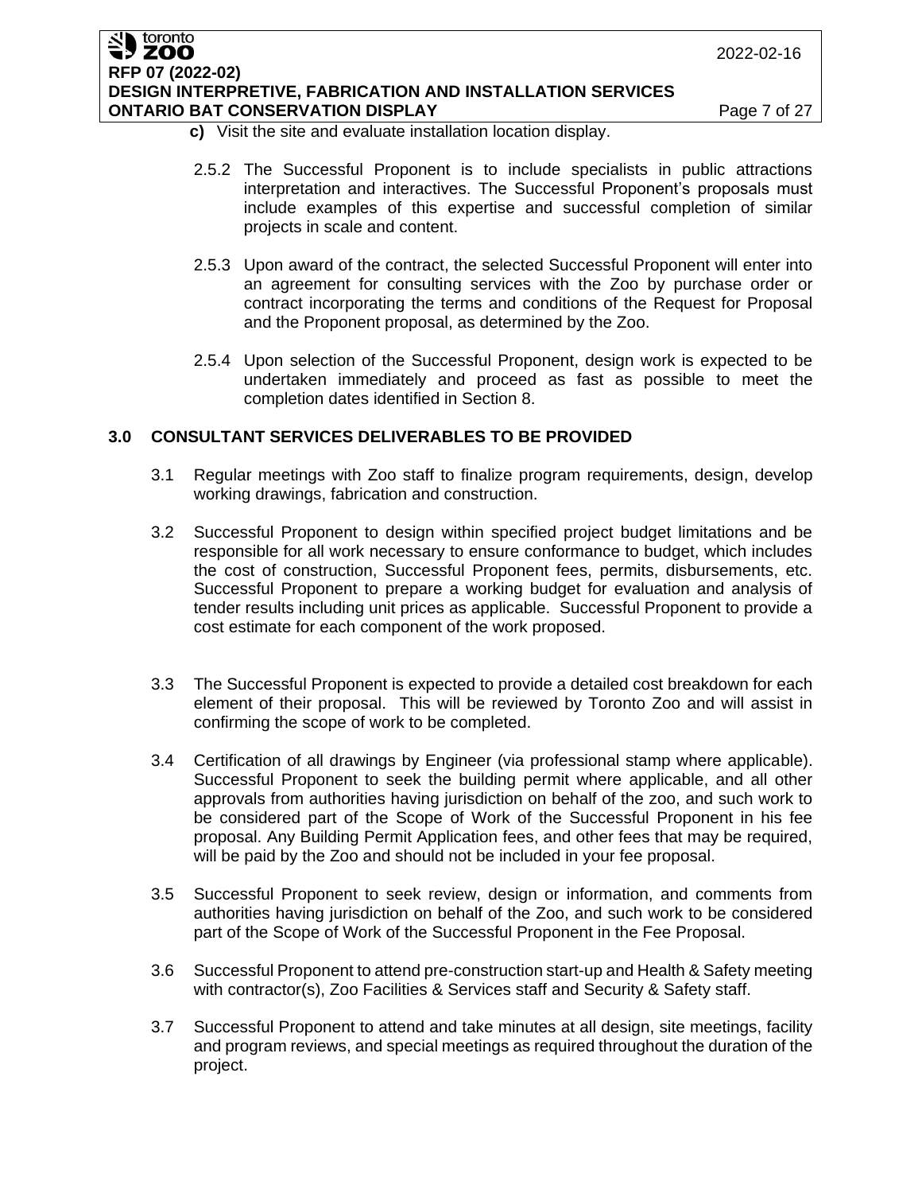**c)** Visit the site and evaluate installation location display.

2.5.2 The Successful Proponent is to include specialists in public attractions interpretation and interactives. The Successful Proponent's proposals must include examples of this expertise and successful completion of similar projects in scale and content.

2.5.3 Upon award of the contract, the selected Successful Proponent will enter into an agreement for consulting services with the Zoo by purchase order or contract incorporating the terms and conditions of the Request for Proposal and the Proponent proposal, as determined by the Zoo.

2.5.4 Upon selection of the Successful Proponent, design work is expected to be undertaken immediately and proceed as fast as possible to meet the completion dates identified in Section 8.

## 3.0 CONSULTANT SERVICES DELIVERABLES TO BE PROVIDED

3.1 Regular meetings with Zoo staff to finalize program requirements, design, develop working drawings, fabrication and construction.

3.2 Successful Proponent to design within specified project budget limitations and be responsible for all work necessary to ensure conformance to budget, which includes the cost of construction, Successful Proponent fees, permits, disbursements, etc. Successful Proponent to prepare a working budget for evaluation and analysis of tender results including unit prices as applicable. Successful Proponent to provide a cost estimate for each component of the work proposed.

3.3 The Successful Proponent is expected to provide a detailed cost breakdown for each element of their proposal. This will be reviewed by Toronto Zoo and will assist in confirming the scope of work to be completed.

3.4 Certification of all drawings by Engineer (via professional stamp where applicable). Successful Proponent to seek the building permit where applicable, and all other approvals from authorities having jurisdiction on behalf of the zoo, and such work to be considered part of the Scope of Work of the Successful Proponent in his fee proposal. Any Building Permit Application fees, and other fees that may be required, will be paid by the Zoo and should not be included in your fee proposal.

3.5 Successful Proponent to seek review, design or information, and comments from authorities having jurisdiction on behalf of the Zoo, and such work to be considered part of the Scope of Work of the Successful Proponent in the Fee Proposal.

3.6 Successful Proponent to attend pre-construction start-up and Health & Safety meeting with contractor(s), Zoo Facilities & Services staff and Security & Safety staff.

3.7 Successful Proponent to attend and take minutes at all design, site meetings, facility and program reviews, and special meetings as required throughout the duration of the project.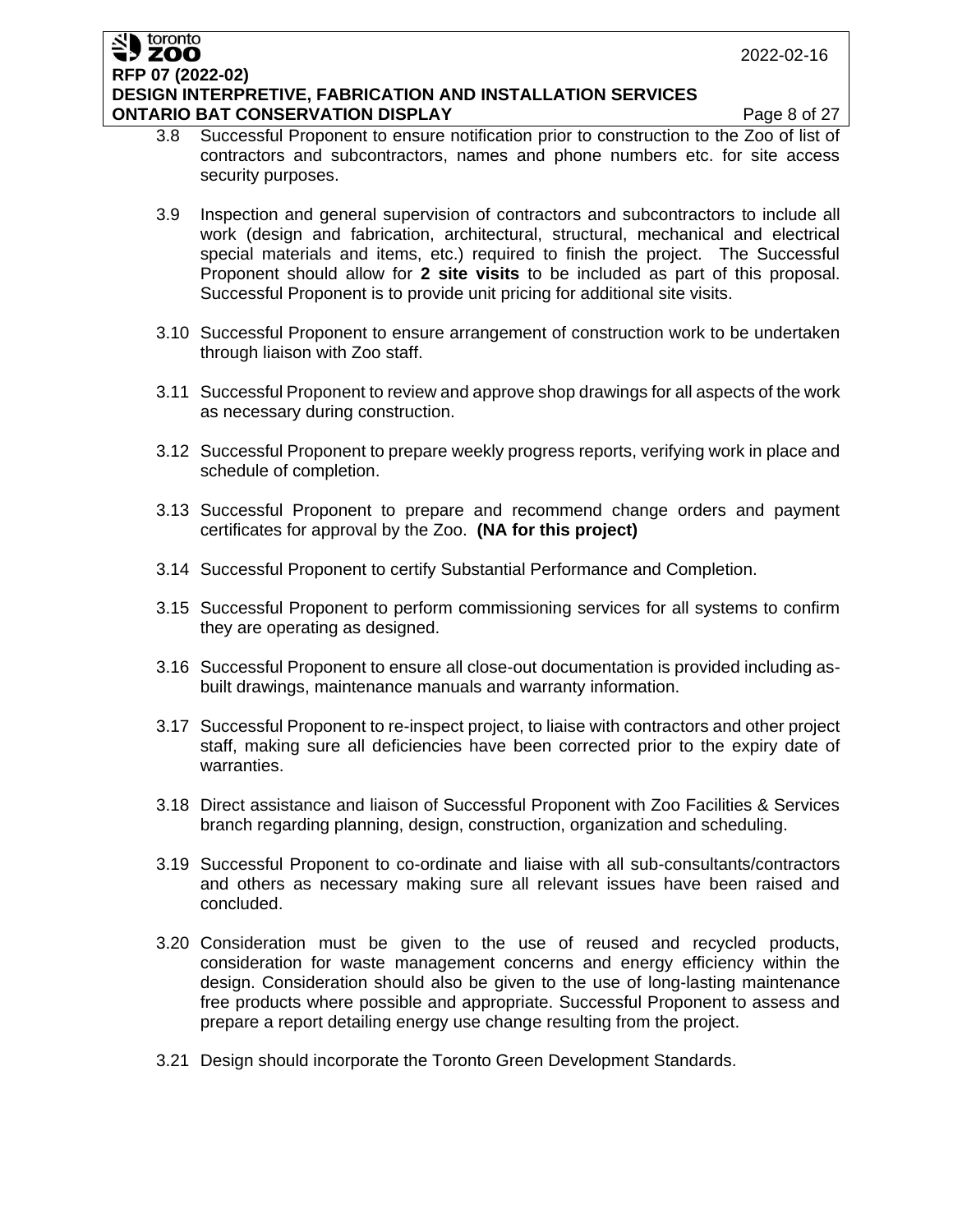3.8 Successful Proponent to ensure notification prior to construction to the Zoo of list of contractors and subcontractors, names and phone numbers etc. for site access security purposes.

3.9 Inspection and general supervision of contractors and subcontractors to include all work (design and fabrication, architectural, structural, mechanical and electrical special materials and items, etc.) required to finish the project. The Successful Proponent should allow for **2 site visits** to be included as part of this proposal. Successful Proponent is to provide unit pricing for additional site visits.

3.10 Successful Proponent to ensure arrangement of construction work to be undertaken through liaison with Zoo staff.

3.11 Successful Proponent to review and approve shop drawings for all aspects of the work as necessary during construction.

3.12 Successful Proponent to prepare weekly progress reports, verifying work in place and schedule of completion.

3.13 Successful Proponent to prepare and recommend change orders and payment certificates for approval by the Zoo. **(NA for this project)**

3.14 Successful Proponent to certify Substantial Performance and Completion.

3.15 Successful Proponent to perform commissioning services for all systems to confirm they are operating as designed.

3.16 Successful Proponent to ensure all close-out documentation is provided including as-built drawings, maintenance manuals and warranty information.

3.17 Successful Proponent to re-inspect project, to liaise with contractors and other project staff, making sure all deficiencies have been corrected prior to the expiry date of warranties.

3.18 Direct assistance and liaison of Successful Proponent with Zoo Facilities & Services branch regarding planning, design, construction, organization and scheduling.

3.19 Successful Proponent to co-ordinate and liaise with all sub-consultants/contractors and others as necessary making sure all relevant issues have been raised and concluded.

3.20 Consideration must be given to the use of reused and recycled products, consideration for waste management concerns and energy efficiency within the design. Consideration should also be given to the use of long-lasting maintenance free products where possible and appropriate. Successful Proponent to assess and prepare a report detailing energy use change resulting from the project.

3.21 Design should incorporate the Toronto Green Development Standards.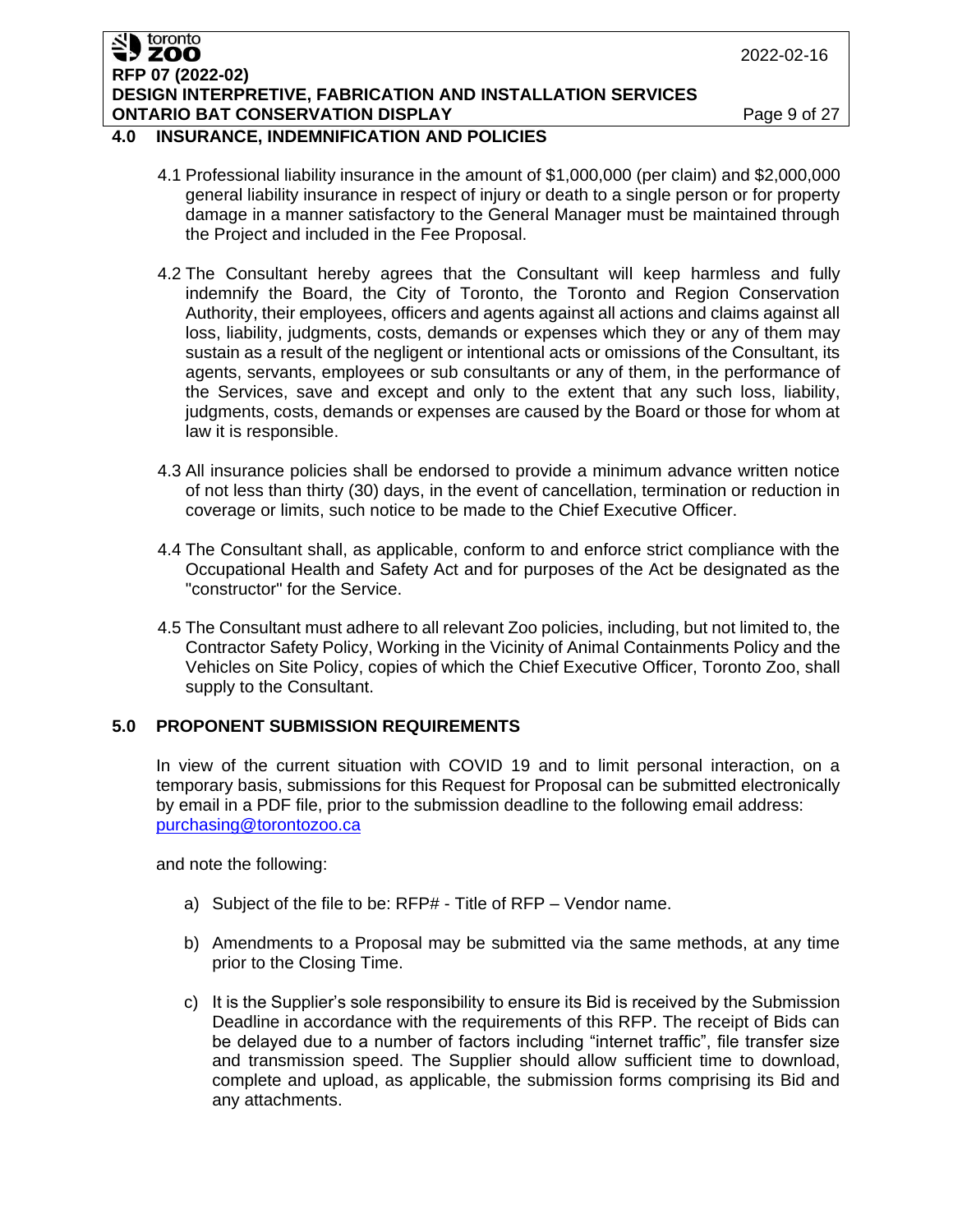## 4.0 INSURANCE, INDEMNIFICATION AND POLICIES

4.1 Professional liability insurance in the amount of $1,000,000 (per claim) and $2,000,000 general liability insurance in respect of injury or death to a single person or for property damage in a manner satisfactory to the General Manager must be maintained through the Project and included in the Fee Proposal.

4.2 The Consultant hereby agrees that the Consultant will keep harmless and fully indemnify the Board, the City of Toronto, the Toronto and Region Conservation Authority, their employees, officers and agents against all actions and claims against all loss, liability, judgments, costs, demands or expenses which they or any of them may sustain as a result of the negligent or intentional acts or omissions of the Consultant, its agents, servants, employees or sub consultants or any of them, in the performance of the Services, save and except and only to the extent that any such loss, liability, judgments, costs, demands or expenses are caused by the Board or those for whom at law it is responsible.

4.3 All insurance policies shall be endorsed to provide a minimum advance written notice of not less than thirty (30) days, in the event of cancellation, termination or reduction in coverage or limits, such notice to be made to the Chief Executive Officer.

4.4 The Consultant shall, as applicable, conform to and enforce strict compliance with the Occupational Health and Safety Act and for purposes of the Act be designated as the "constructor" for the Service.

4.5 The Consultant must adhere to all relevant Zoo policies, including, but not limited to, the Contractor Safety Policy, Working in the Vicinity of Animal Containments Policy and the Vehicles on Site Policy, copies of which the Chief Executive Officer, Toronto Zoo, shall supply to the Consultant.

## 5.0 PROPONENT SUBMISSION REQUIREMENTS

In view of the current situation with COVID 19 and to limit personal interaction, on a temporary basis, submissions for this Request for Proposal can be submitted electronically by email in a PDF file, prior to the submission deadline to the following email address: purchasing@torontozoo.ca

and note the following:

a) Subject of the file to be: RFP# - Title of RFP – Vendor name.

b) Amendments to a Proposal may be submitted via the same methods, at any time prior to the Closing Time.

c) It is the Supplier's sole responsibility to ensure its Bid is received by the Submission Deadline in accordance with the requirements of this RFP. The receipt of Bids can be delayed due to a number of factors including "internet traffic", file transfer size and transmission speed. The Supplier should allow sufficient time to download, complete and upload, as applicable, the submission forms comprising its Bid and any attachments.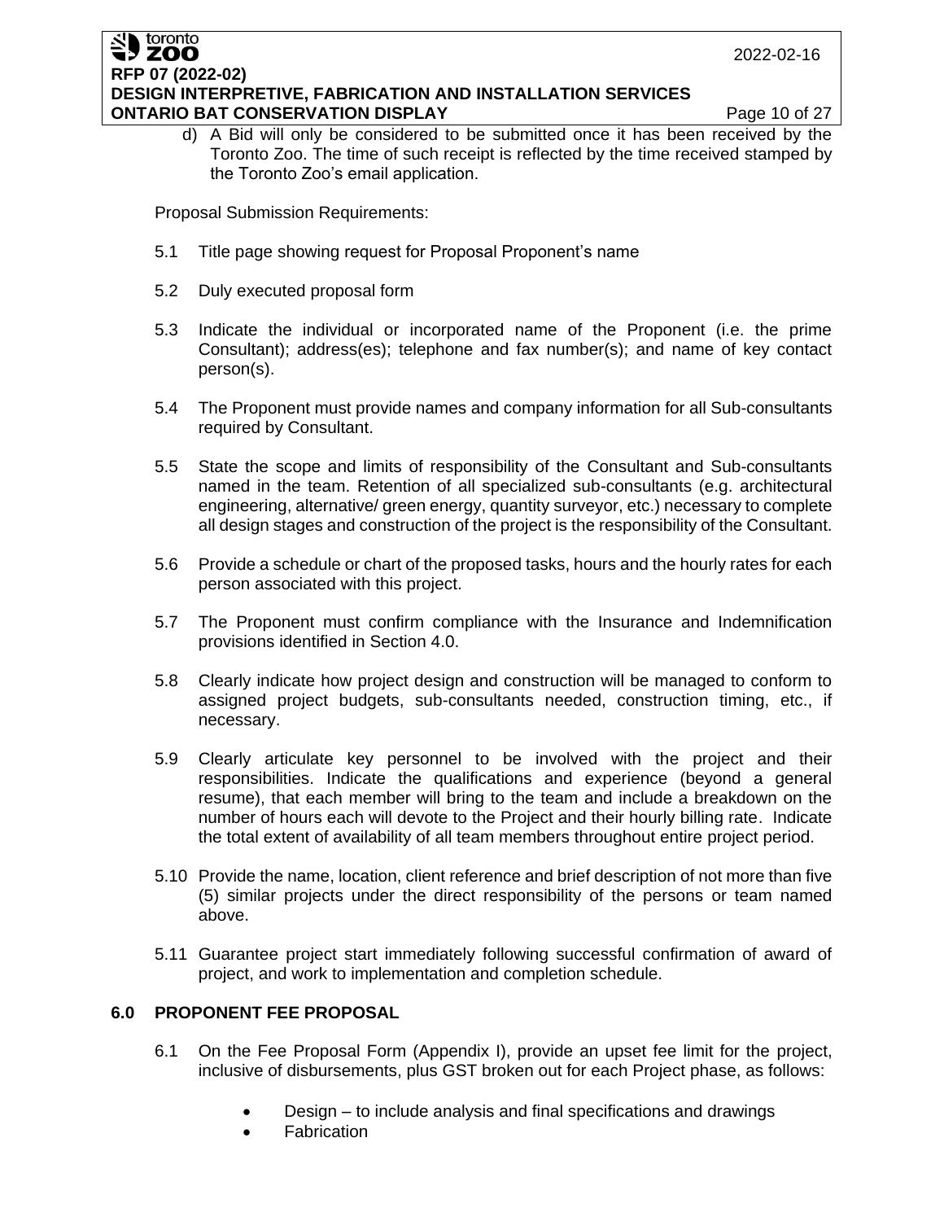d) A Bid will only be considered to be submitted once it has been received by the Toronto Zoo. The time of such receipt is reflected by the time received stamped by the Toronto Zoo's email application.

Proposal Submission Requirements:

5.1 Title page showing request for Proposal Proponent's name

5.2 Duly executed proposal form

5.3 Indicate the individual or incorporated name of the Proponent (i.e. the prime Consultant); address(es); telephone and fax number(s); and name of key contact person(s).

5.4 The Proponent must provide names and company information for all Sub-consultants required by Consultant.

5.5 State the scope and limits of responsibility of the Consultant and Sub-consultants named in the team. Retention of all specialized sub-consultants (e.g. architectural engineering, alternative/ green energy, quantity surveyor, etc.) necessary to complete all design stages and construction of the project is the responsibility of the Consultant.

5.6 Provide a schedule or chart of the proposed tasks, hours and the hourly rates for each person associated with this project.

5.7 The Proponent must confirm compliance with the Insurance and Indemnification provisions identified in Section 4.0.

5.8 Clearly indicate how project design and construction will be managed to conform to assigned project budgets, sub-consultants needed, construction timing, etc., if necessary.

5.9 Clearly articulate key personnel to be involved with the project and their responsibilities. Indicate the qualifications and experience (beyond a general resume), that each member will bring to the team and include a breakdown on the number of hours each will devote to the Project and their hourly billing rate. Indicate the total extent of availability of all team members throughout entire project period.

5.10 Provide the name, location, client reference and brief description of not more than five (5) similar projects under the direct responsibility of the persons or team named above.

5.11 Guarantee project start immediately following successful confirmation of award of project, and work to implementation and completion schedule.

## 6.0 PROPONENT FEE PROPOSAL

6.1 On the Fee Proposal Form (Appendix I), provide an upset fee limit for the project, inclusive of disbursements, plus GST broken out for each Project phase, as follows:

- Design – to include analysis and final specifications and drawings
- Fabrication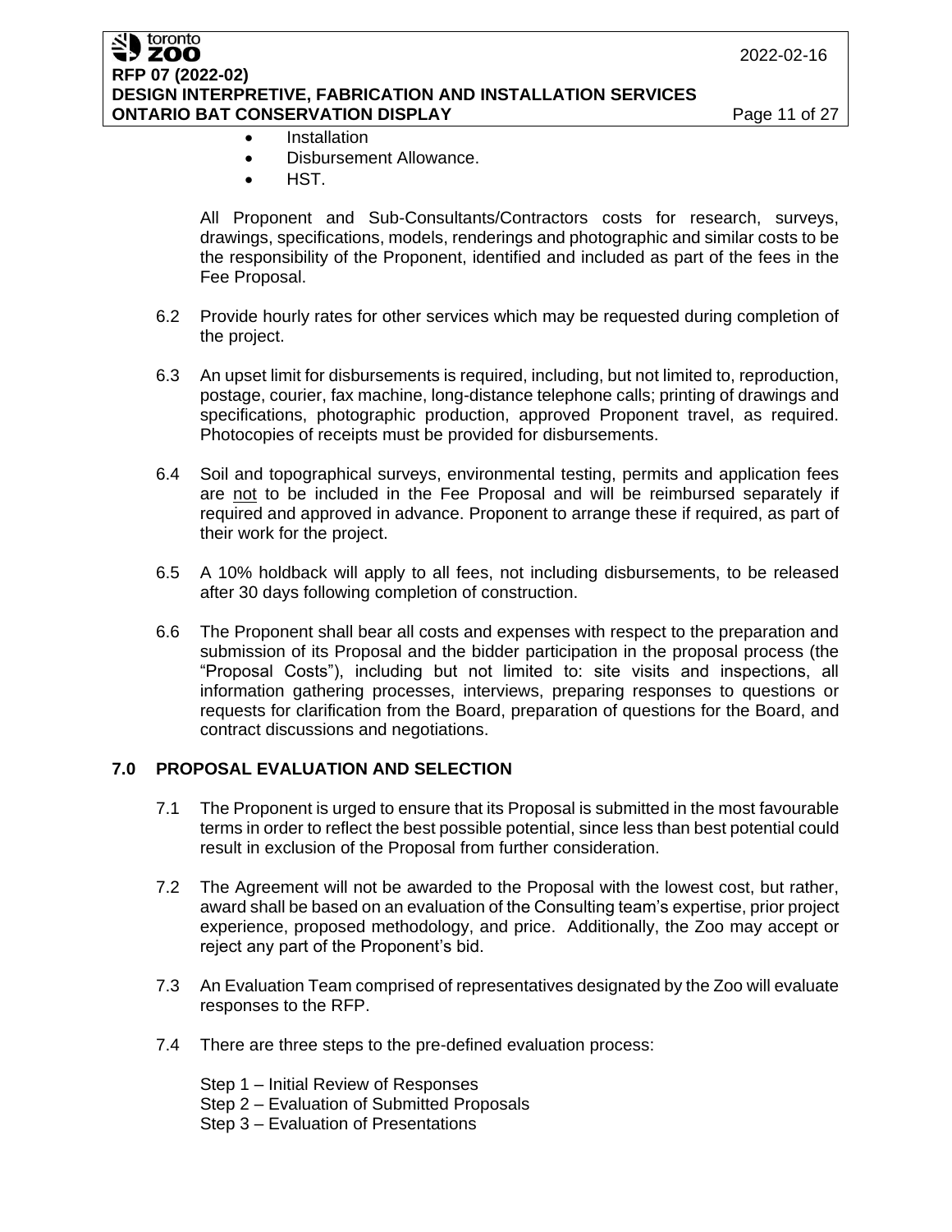- Installation
- Disbursement Allowance.
- HST.

All Proponent and Sub-Consultants/Contractors costs for research, surveys, drawings, specifications, models, renderings and photographic and similar costs to be the responsibility of the Proponent, identified and included as part of the fees in the Fee Proposal.

6.2 Provide hourly rates for other services which may be requested during completion of the project.

6.3 An upset limit for disbursements is required, including, but not limited to, reproduction, postage, courier, fax machine, long-distance telephone calls; printing of drawings and specifications, photographic production, approved Proponent travel, as required. Photocopies of receipts must be provided for disbursements.

6.4 Soil and topographical surveys, environmental testing, permits and application fees are <u>not</u> to be included in the Fee Proposal and will be reimbursed separately if required and approved in advance. Proponent to arrange these if required, as part of their work for the project.

6.5 A 10% holdback will apply to all fees, not including disbursements, to be released after 30 days following completion of construction.

6.6 The Proponent shall bear all costs and expenses with respect to the preparation and submission of its Proposal and the bidder participation in the proposal process (the "Proposal Costs"), including but not limited to: site visits and inspections, all information gathering processes, interviews, preparing responses to questions or requests for clarification from the Board, preparation of questions for the Board, and contract discussions and negotiations.

## 7.0 PROPOSAL EVALUATION AND SELECTION

7.1 The Proponent is urged to ensure that its Proposal is submitted in the most favourable terms in order to reflect the best possible potential, since less than best potential could result in exclusion of the Proposal from further consideration.

7.2 The Agreement will not be awarded to the Proposal with the lowest cost, but rather, award shall be based on an evaluation of the Consulting team's expertise, prior project experience, proposed methodology, and price. Additionally, the Zoo may accept or reject any part of the Proponent's bid.

7.3 An Evaluation Team comprised of representatives designated by the Zoo will evaluate responses to the RFP.

7.4 There are three steps to the pre-defined evaluation process:

Step 1 – Initial Review of Responses
Step 2 – Evaluation of Submitted Proposals
Step 3 – Evaluation of Presentations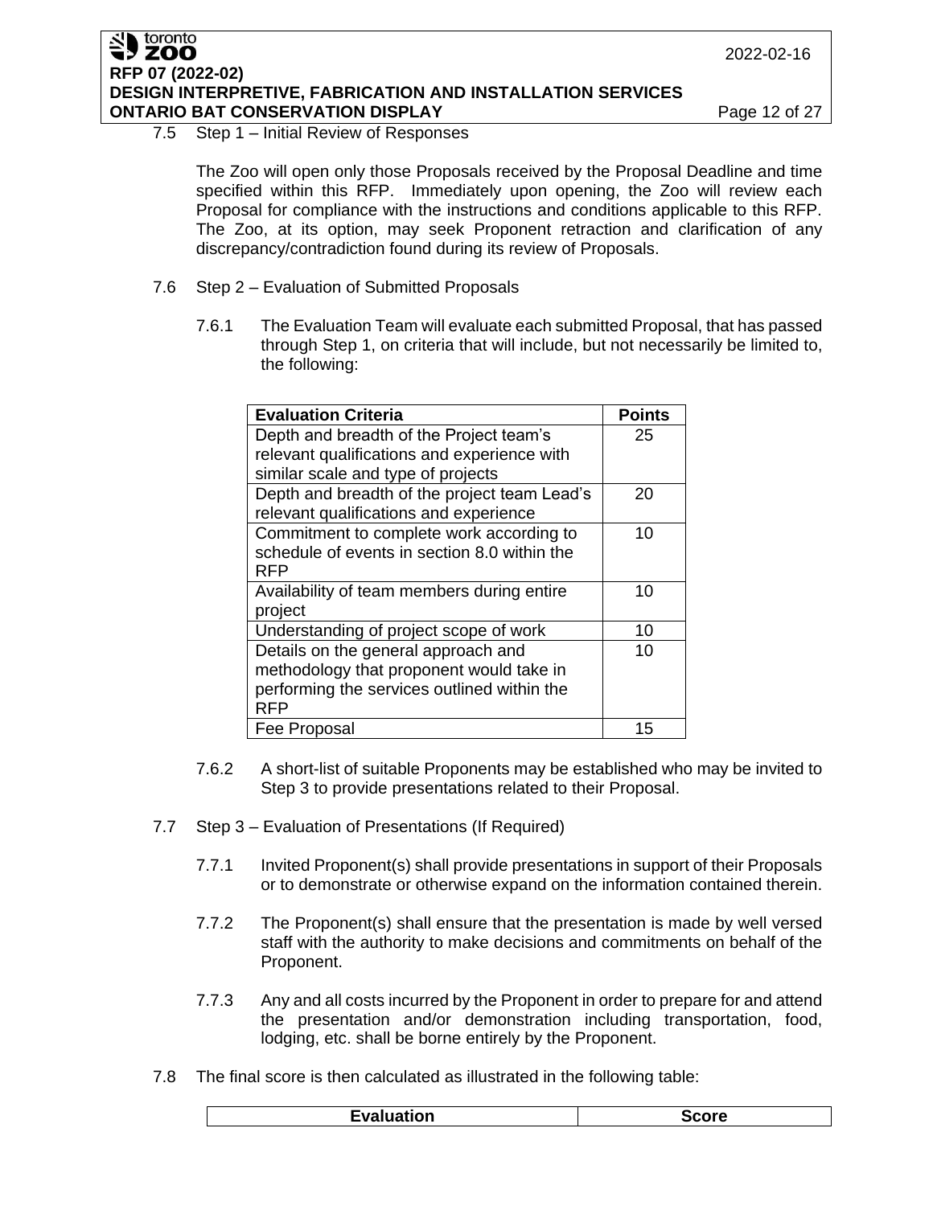7.5 Step 1 – Initial Review of Responses

The Zoo will open only those Proposals received by the Proposal Deadline and time specified within this RFP. Immediately upon opening, the Zoo will review each Proposal for compliance with the instructions and conditions applicable to this RFP. The Zoo, at its option, may seek Proponent retraction and clarification of any discrepancy/contradiction found during its review of Proposals.

7.6 Step 2 – Evaluation of Submitted Proposals

7.6.1 The Evaluation Team will evaluate each submitted Proposal, that has passed through Step 1, on criteria that will include, but not necessarily be limited to, the following:

| Evaluation Criteria | Points |
|---|---|
| Depth and breadth of the Project team's relevant qualifications and experience with similar scale and type of projects | 25 |
| Depth and breadth of the project team Lead's relevant qualifications and experience | 20 |
| Commitment to complete work according to schedule of events in section 8.0 within the RFP | 10 |
| Availability of team members during entire project | 10 |
| Understanding of project scope of work | 10 |
| Details on the general approach and methodology that proponent would take in performing the services outlined within the RFP | 10 |
| Fee Proposal | 15 |

7.6.2 A short-list of suitable Proponents may be established who may be invited to Step 3 to provide presentations related to their Proposal.

7.7 Step 3 – Evaluation of Presentations (If Required)

7.7.1 Invited Proponent(s) shall provide presentations in support of their Proposals or to demonstrate or otherwise expand on the information contained therein.

7.7.2 The Proponent(s) shall ensure that the presentation is made by well versed staff with the authority to make decisions and commitments on behalf of the Proponent.

7.7.3 Any and all costs incurred by the Proponent in order to prepare for and attend the presentation and/or demonstration including transportation, food, lodging, etc. shall be borne entirely by the Proponent.

7.8 The final score is then calculated as illustrated in the following table:

| Evaluation | Score |
|---|---|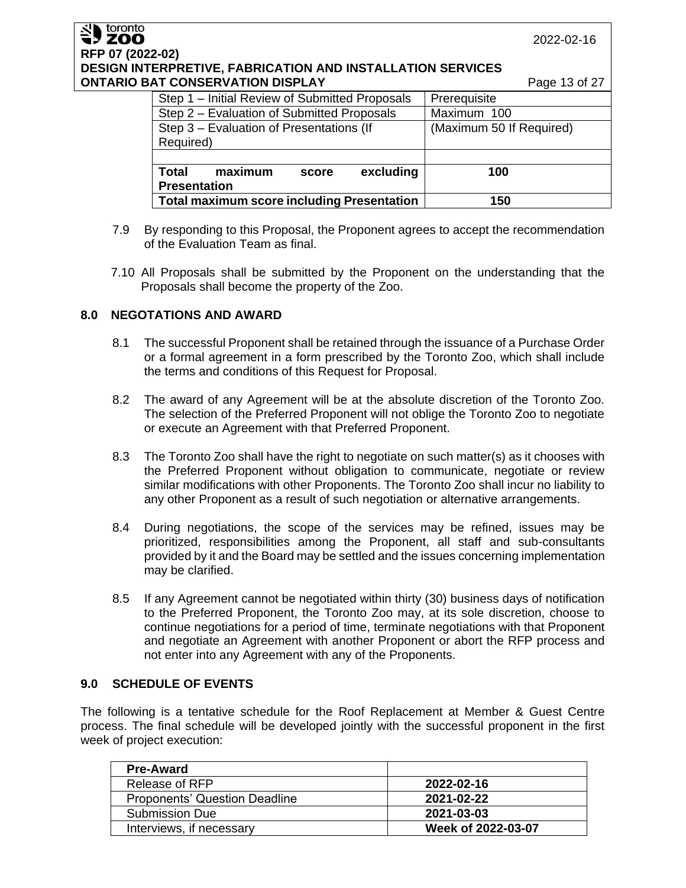| Step 1 – Initial Review of Submitted Proposals | Prerequisite |
|---|---|
| Step 2 – Evaluation of Submitted Proposals | Maximum 100 |
| Step 3 – Evaluation of Presentations (If Required) | (Maximum 50 If Required) |
| | |
| **Total maximum score excluding Presentation** | **100** |
| **Total maximum score including Presentation** | **150** |

7.9 By responding to this Proposal, the Proponent agrees to accept the recommendation of the Evaluation Team as final.

7.10 All Proposals shall be submitted by the Proponent on the understanding that the Proposals shall become the property of the Zoo.

## 8.0 NEGOTATIONS AND AWARD

8.1 The successful Proponent shall be retained through the issuance of a Purchase Order or a formal agreement in a form prescribed by the Toronto Zoo, which shall include the terms and conditions of this Request for Proposal.

8.2 The award of any Agreement will be at the absolute discretion of the Toronto Zoo. The selection of the Preferred Proponent will not oblige the Toronto Zoo to negotiate or execute an Agreement with that Preferred Proponent.

8.3 The Toronto Zoo shall have the right to negotiate on such matter(s) as it chooses with the Preferred Proponent without obligation to communicate, negotiate or review similar modifications with other Proponents. The Toronto Zoo shall incur no liability to any other Proponent as a result of such negotiation or alternative arrangements.

8.4 During negotiations, the scope of the services may be refined, issues may be prioritized, responsibilities among the Proponent, all staff and sub-consultants provided by it and the Board may be settled and the issues concerning implementation may be clarified.

8.5 If any Agreement cannot be negotiated within thirty (30) business days of notification to the Preferred Proponent, the Toronto Zoo may, at its sole discretion, choose to continue negotiations for a period of time, terminate negotiations with that Proponent and negotiate an Agreement with another Proponent or abort the RFP process and not enter into any Agreement with any of the Proponents.

## 9.0 SCHEDULE OF EVENTS

The following is a tentative schedule for the Roof Replacement at Member & Guest Centre process. The final schedule will be developed jointly with the successful proponent in the first week of project execution:

| **Pre-Award** | |
|---|---|
| Release of RFP | **2022-02-16** |
| Proponents' Question Deadline | **2021-02-22** |
| Submission Due | **2021-03-03** |
| Interviews, if necessary | **Week of 2022-03-07** |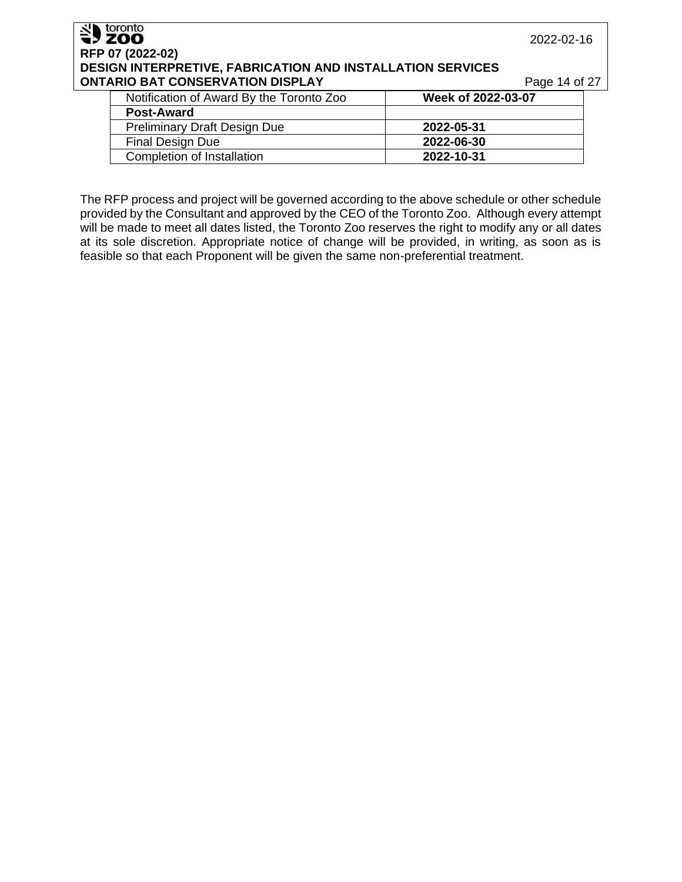| Notification of Award By the Toronto Zoo | **Week of 2022-03-07** |
| --- | --- |
| **Post-Award** | |
| Preliminary Draft Design Due | **2022-05-31** |
| Final Design Due | **2022-06-30** |
| Completion of Installation | **2022-10-31** |

The RFP process and project will be governed according to the above schedule or other schedule provided by the Consultant and approved by the CEO of the Toronto Zoo. Although every attempt will be made to meet all dates listed, the Toronto Zoo reserves the right to modify any or all dates at its sole discretion. Appropriate notice of change will be provided, in writing, as soon as is feasible so that each Proponent will be given the same non-preferential treatment.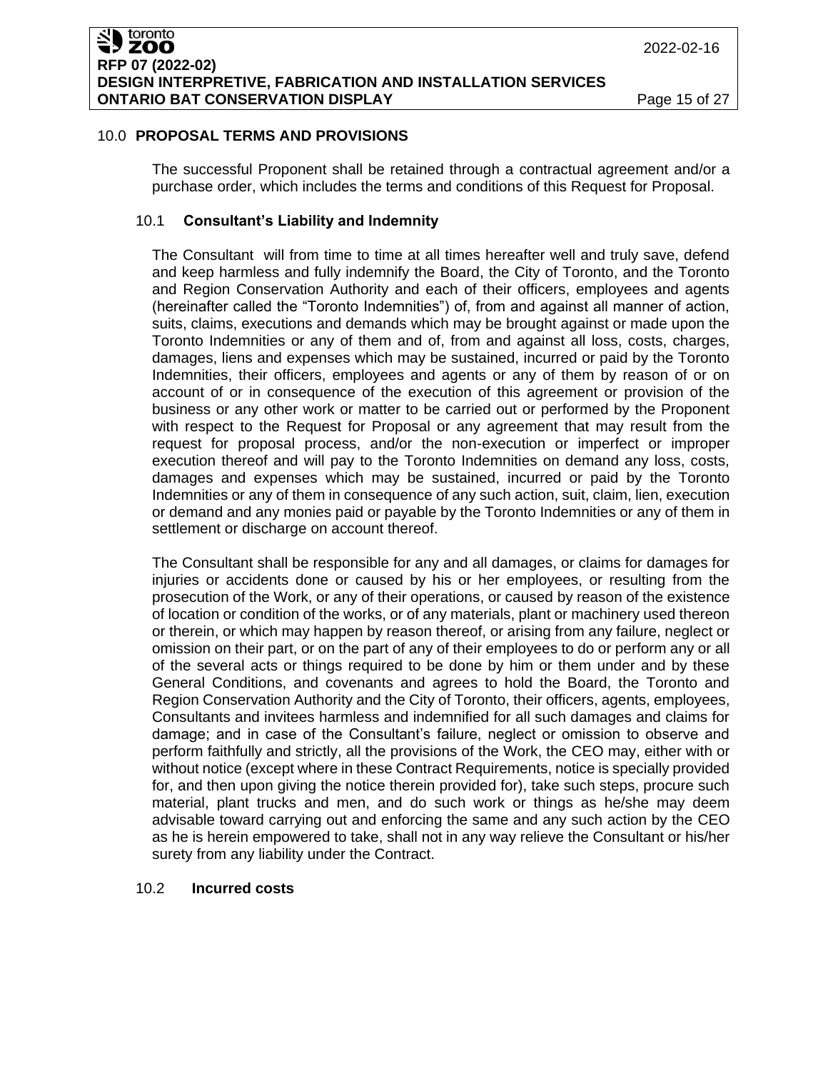## 10.0 PROPOSAL TERMS AND PROVISIONS

The successful Proponent shall be retained through a contractual agreement and/or a purchase order, which includes the terms and conditions of this Request for Proposal.

### 10.1 Consultant's Liability and Indemnity

The Consultant will from time to time at all times hereafter well and truly save, defend and keep harmless and fully indemnify the Board, the City of Toronto, and the Toronto and Region Conservation Authority and each of their officers, employees and agents (hereinafter called the "Toronto Indemnities") of, from and against all manner of action, suits, claims, executions and demands which may be brought against or made upon the Toronto Indemnities or any of them and of, from and against all loss, costs, charges, damages, liens and expenses which may be sustained, incurred or paid by the Toronto Indemnities, their officers, employees and agents or any of them by reason of or on account of or in consequence of the execution of this agreement or provision of the business or any other work or matter to be carried out or performed by the Proponent with respect to the Request for Proposal or any agreement that may result from the request for proposal process, and/or the non-execution or imperfect or improper execution thereof and will pay to the Toronto Indemnities on demand any loss, costs, damages and expenses which may be sustained, incurred or paid by the Toronto Indemnities or any of them in consequence of any such action, suit, claim, lien, execution or demand and any monies paid or payable by the Toronto Indemnities or any of them in settlement or discharge on account thereof.

The Consultant shall be responsible for any and all damages, or claims for damages for injuries or accidents done or caused by his or her employees, or resulting from the prosecution of the Work, or any of their operations, or caused by reason of the existence of location or condition of the works, or of any materials, plant or machinery used thereon or therein, or which may happen by reason thereof, or arising from any failure, neglect or omission on their part, or on the part of any of their employees to do or perform any or all of the several acts or things required to be done by him or them under and by these General Conditions, and covenants and agrees to hold the Board, the Toronto and Region Conservation Authority and the City of Toronto, their officers, agents, employees, Consultants and invitees harmless and indemnified for all such damages and claims for damage; and in case of the Consultant's failure, neglect or omission to observe and perform faithfully and strictly, all the provisions of the Work, the CEO may, either with or without notice (except where in these Contract Requirements, notice is specially provided for, and then upon giving the notice therein provided for), take such steps, procure such material, plant trucks and men, and do such work or things as he/she may deem advisable toward carrying out and enforcing the same and any such action by the CEO as he is herein empowered to take, shall not in any way relieve the Consultant or his/her surety from any liability under the Contract.

### 10.2 Incurred costs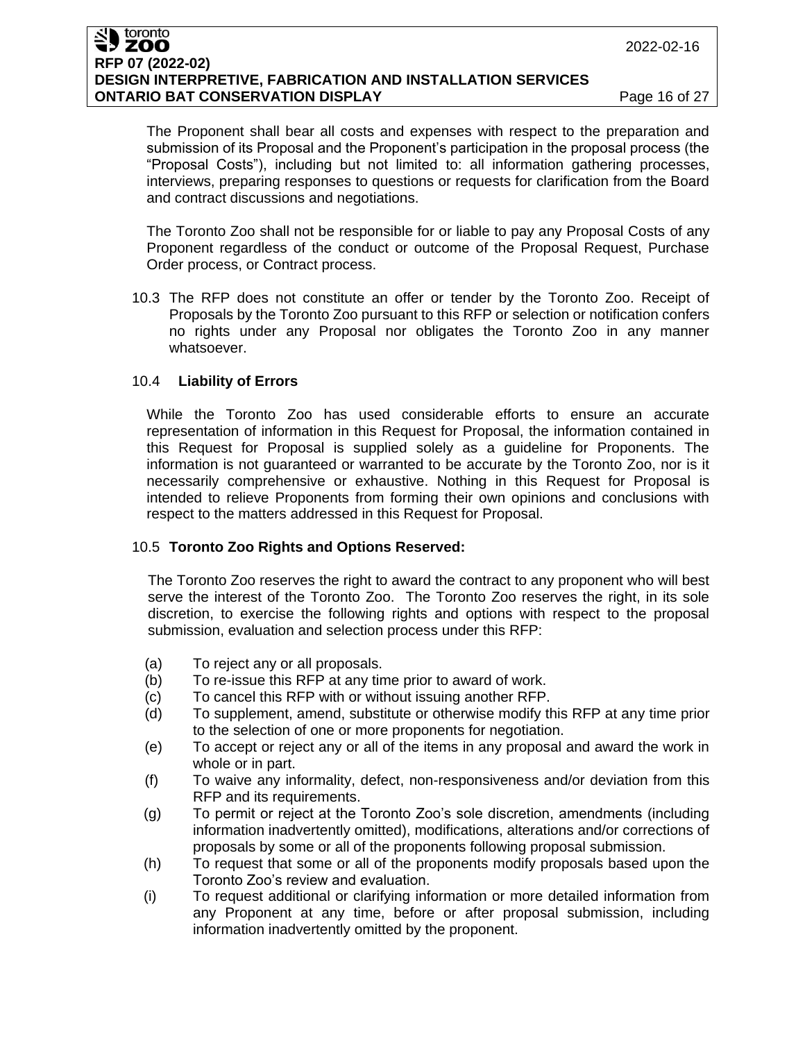The Proponent shall bear all costs and expenses with respect to the preparation and submission of its Proposal and the Proponent's participation in the proposal process (the "Proposal Costs"), including but not limited to: all information gathering processes, interviews, preparing responses to questions or requests for clarification from the Board and contract discussions and negotiations.

The Toronto Zoo shall not be responsible for or liable to pay any Proposal Costs of any Proponent regardless of the conduct or outcome of the Proposal Request, Purchase Order process, or Contract process.

10.3 The RFP does not constitute an offer or tender by the Toronto Zoo. Receipt of Proposals by the Toronto Zoo pursuant to this RFP or selection or notification confers no rights under any Proposal nor obligates the Toronto Zoo in any manner whatsoever.

### 10.4 Liability of Errors

While the Toronto Zoo has used considerable efforts to ensure an accurate representation of information in this Request for Proposal, the information contained in this Request for Proposal is supplied solely as a guideline for Proponents. The information is not guaranteed or warranted to be accurate by the Toronto Zoo, nor is it necessarily comprehensive or exhaustive. Nothing in this Request for Proposal is intended to relieve Proponents from forming their own opinions and conclusions with respect to the matters addressed in this Request for Proposal.

### 10.5 Toronto Zoo Rights and Options Reserved:

The Toronto Zoo reserves the right to award the contract to any proponent who will best serve the interest of the Toronto Zoo. The Toronto Zoo reserves the right, in its sole discretion, to exercise the following rights and options with respect to the proposal submission, evaluation and selection process under this RFP:

(a) To reject any or all proposals.
(b) To re-issue this RFP at any time prior to award of work.
(c) To cancel this RFP with or without issuing another RFP.
(d) To supplement, amend, substitute or otherwise modify this RFP at any time prior to the selection of one or more proponents for negotiation.
(e) To accept or reject any or all of the items in any proposal and award the work in whole or in part.
(f) To waive any informality, defect, non-responsiveness and/or deviation from this RFP and its requirements.
(g) To permit or reject at the Toronto Zoo's sole discretion, amendments (including information inadvertently omitted), modifications, alterations and/or corrections of proposals by some or all of the proponents following proposal submission.
(h) To request that some or all of the proponents modify proposals based upon the Toronto Zoo's review and evaluation.
(i) To request additional or clarifying information or more detailed information from any Proponent at any time, before or after proposal submission, including information inadvertently omitted by the proponent.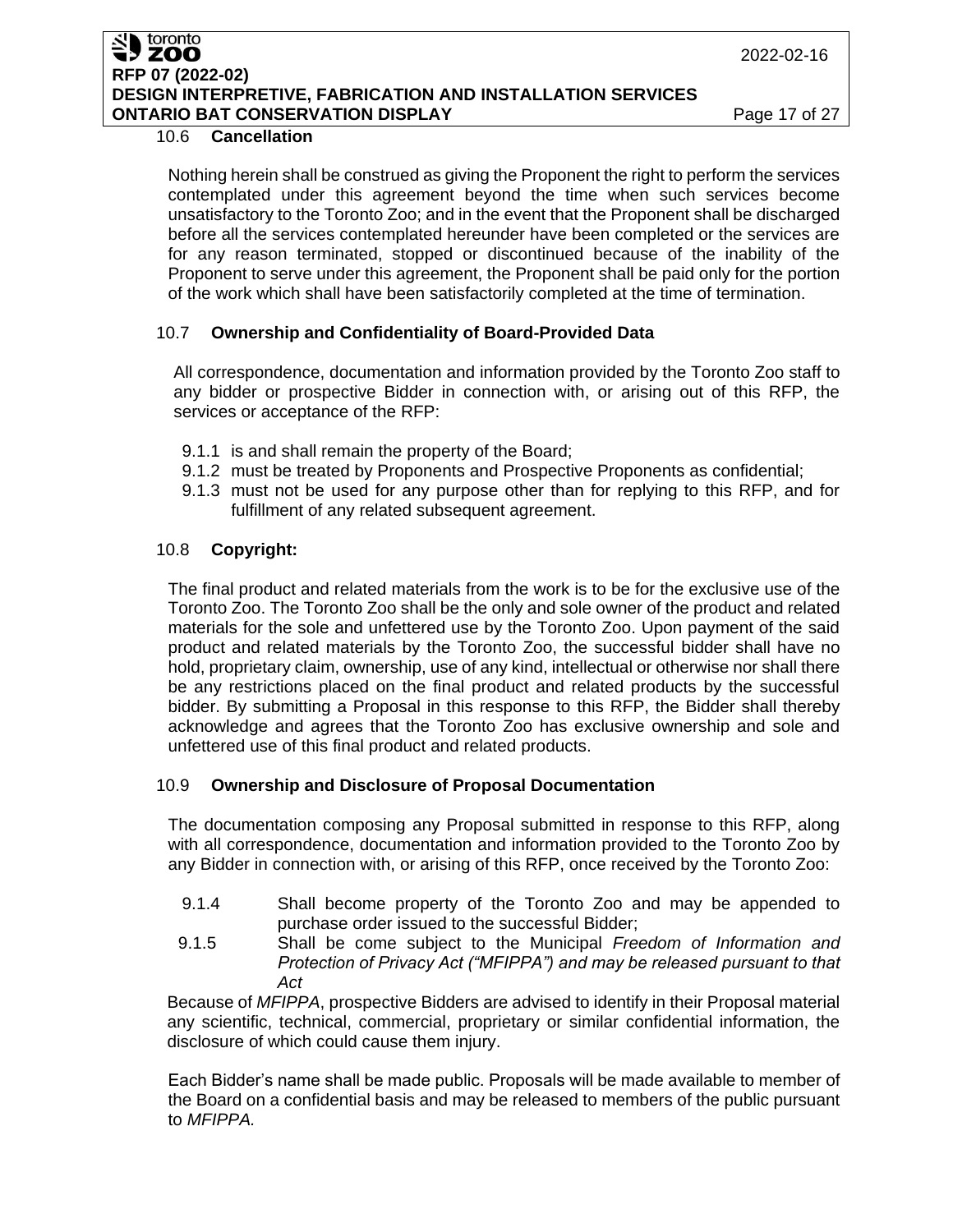### 10.6 Cancellation

Nothing herein shall be construed as giving the Proponent the right to perform the services contemplated under this agreement beyond the time when such services become unsatisfactory to the Toronto Zoo; and in the event that the Proponent shall be discharged before all the services contemplated hereunder have been completed or the services are for any reason terminated, stopped or discontinued because of the inability of the Proponent to serve under this agreement, the Proponent shall be paid only for the portion of the work which shall have been satisfactorily completed at the time of termination.

### 10.7 Ownership and Confidentiality of Board-Provided Data

All correspondence, documentation and information provided by the Toronto Zoo staff to any bidder or prospective Bidder in connection with, or arising out of this RFP, the services or acceptance of the RFP:

- 9.1.1 is and shall remain the property of the Board;
- 9.1.2 must be treated by Proponents and Prospective Proponents as confidential;
- 9.1.3 must not be used for any purpose other than for replying to this RFP, and for fulfillment of any related subsequent agreement.

### 10.8 Copyright:

The final product and related materials from the work is to be for the exclusive use of the Toronto Zoo. The Toronto Zoo shall be the only and sole owner of the product and related materials for the sole and unfettered use by the Toronto Zoo. Upon payment of the said product and related materials by the Toronto Zoo, the successful bidder shall have no hold, proprietary claim, ownership, use of any kind, intellectual or otherwise nor shall there be any restrictions placed on the final product and related products by the successful bidder. By submitting a Proposal in this response to this RFP, the Bidder shall thereby acknowledge and agrees that the Toronto Zoo has exclusive ownership and sole and unfettered use of this final product and related products.

### 10.9 Ownership and Disclosure of Proposal Documentation

The documentation composing any Proposal submitted in response to this RFP, along with all correspondence, documentation and information provided to the Toronto Zoo by any Bidder in connection with, or arising of this RFP, once received by the Toronto Zoo:

- 9.1.4 Shall become property of the Toronto Zoo and may be appended to purchase order issued to the successful Bidder;
- 9.1.5 Shall be come subject to the Municipal *Freedom of Information and Protection of Privacy Act ("MFIPPA") and may be released pursuant to that Act*

Because of *MFIPPA*, prospective Bidders are advised to identify in their Proposal material any scientific, technical, commercial, proprietary or similar confidential information, the disclosure of which could cause them injury.

Each Bidder's name shall be made public. Proposals will be made available to member of the Board on a confidential basis and may be released to members of the public pursuant to *MFIPPA.*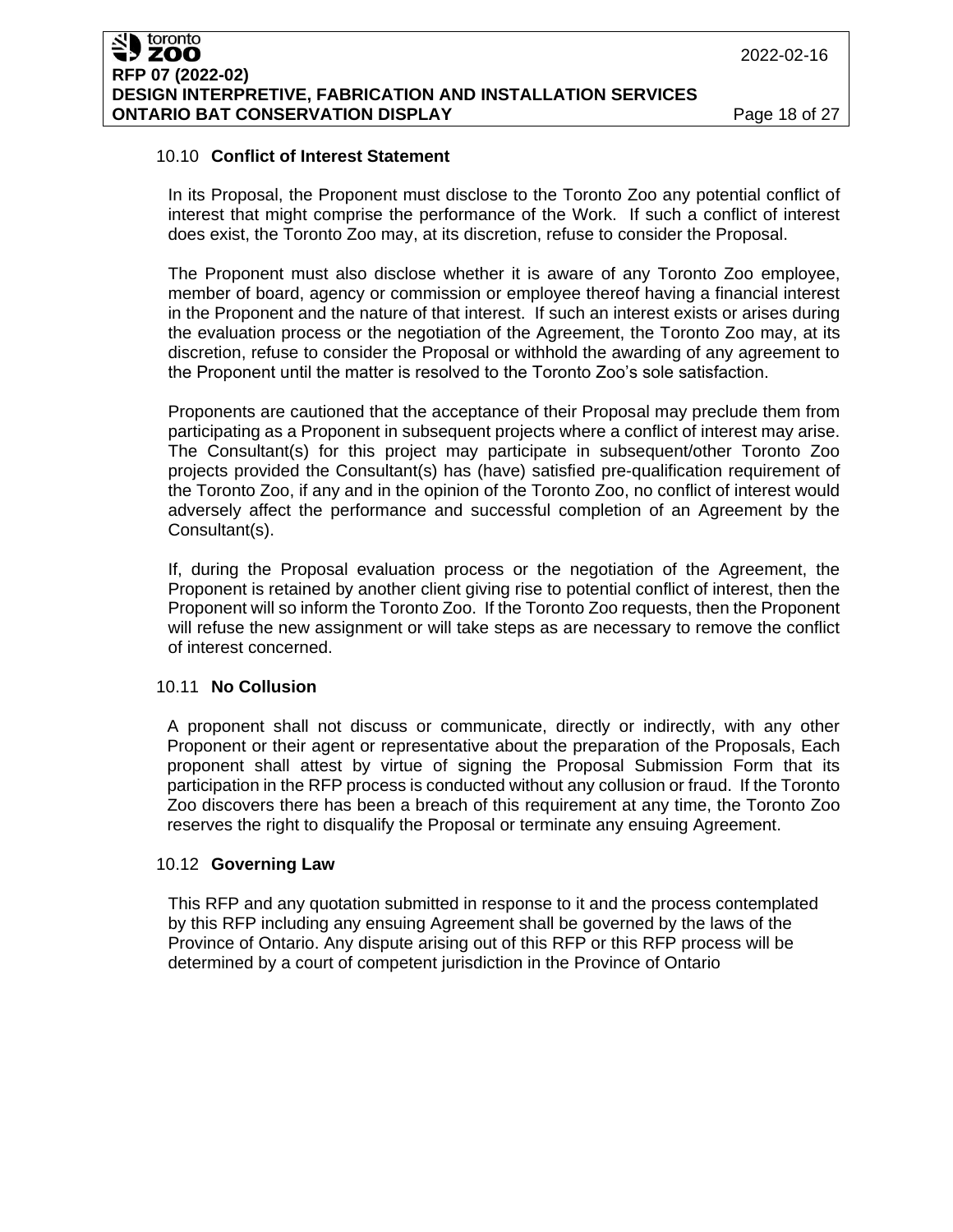### 10.10 **Conflict of Interest Statement**

In its Proposal, the Proponent must disclose to the Toronto Zoo any potential conflict of interest that might comprise the performance of the Work. If such a conflict of interest does exist, the Toronto Zoo may, at its discretion, refuse to consider the Proposal.

The Proponent must also disclose whether it is aware of any Toronto Zoo employee, member of board, agency or commission or employee thereof having a financial interest in the Proponent and the nature of that interest. If such an interest exists or arises during the evaluation process or the negotiation of the Agreement, the Toronto Zoo may, at its discretion, refuse to consider the Proposal or withhold the awarding of any agreement to the Proponent until the matter is resolved to the Toronto Zoo's sole satisfaction.

Proponents are cautioned that the acceptance of their Proposal may preclude them from participating as a Proponent in subsequent projects where a conflict of interest may arise. The Consultant(s) for this project may participate in subsequent/other Toronto Zoo projects provided the Consultant(s) has (have) satisfied pre-qualification requirement of the Toronto Zoo, if any and in the opinion of the Toronto Zoo, no conflict of interest would adversely affect the performance and successful completion of an Agreement by the Consultant(s).

If, during the Proposal evaluation process or the negotiation of the Agreement, the Proponent is retained by another client giving rise to potential conflict of interest, then the Proponent will so inform the Toronto Zoo. If the Toronto Zoo requests, then the Proponent will refuse the new assignment or will take steps as are necessary to remove the conflict of interest concerned.

### 10.11 **No Collusion**

A proponent shall not discuss or communicate, directly or indirectly, with any other Proponent or their agent or representative about the preparation of the Proposals, Each proponent shall attest by virtue of signing the Proposal Submission Form that its participation in the RFP process is conducted without any collusion or fraud. If the Toronto Zoo discovers there has been a breach of this requirement at any time, the Toronto Zoo reserves the right to disqualify the Proposal or terminate any ensuing Agreement.

### 10.12 **Governing Law**

This RFP and any quotation submitted in response to it and the process contemplated by this RFP including any ensuing Agreement shall be governed by the laws of the Province of Ontario. Any dispute arising out of this RFP or this RFP process will be determined by a court of competent jurisdiction in the Province of Ontario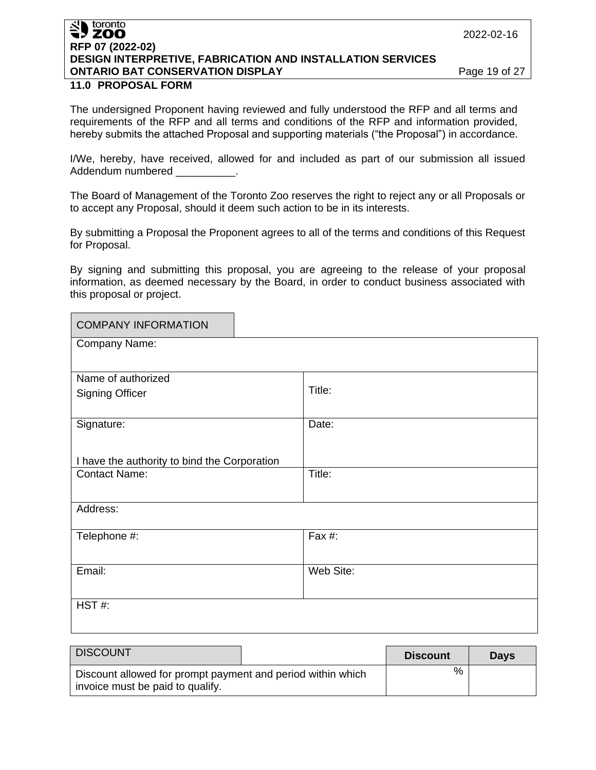## 11.0 PROPOSAL FORM

The undersigned Proponent having reviewed and fully understood the RFP and all terms and requirements of the RFP and all terms and conditions of the RFP and information provided, hereby submits the attached Proposal and supporting materials ("the Proposal") in accordance.

I/We, hereby, have received, allowed for and included as part of our submission all issued Addendum numbered __________.

The Board of Management of the Toronto Zoo reserves the right to reject any or all Proposals or to accept any Proposal, should it deem such action to be in its interests.

By submitting a Proposal the Proponent agrees to all of the terms and conditions of this Request for Proposal.

By signing and submitting this proposal, you are agreeing to the release of your proposal information, as deemed necessary by the Board, in order to conduct business associated with this proposal or project.

| COMPANY INFORMATION | |
|---|---|
| Company Name: | |
| Name of authorized Signing Officer | Title: |
| Signature:<br><br>I have the authority to bind the Corporation | Date: |
| Contact Name: | Title: |
| Address: | |
| Telephone #: | Fax #: |
| Email: | Web Site: |
| HST #: | |

| DISCOUNT | Discount | Days |
|---|---|---|
| Discount allowed for prompt payment and period within which invoice must be paid to qualify. | % | |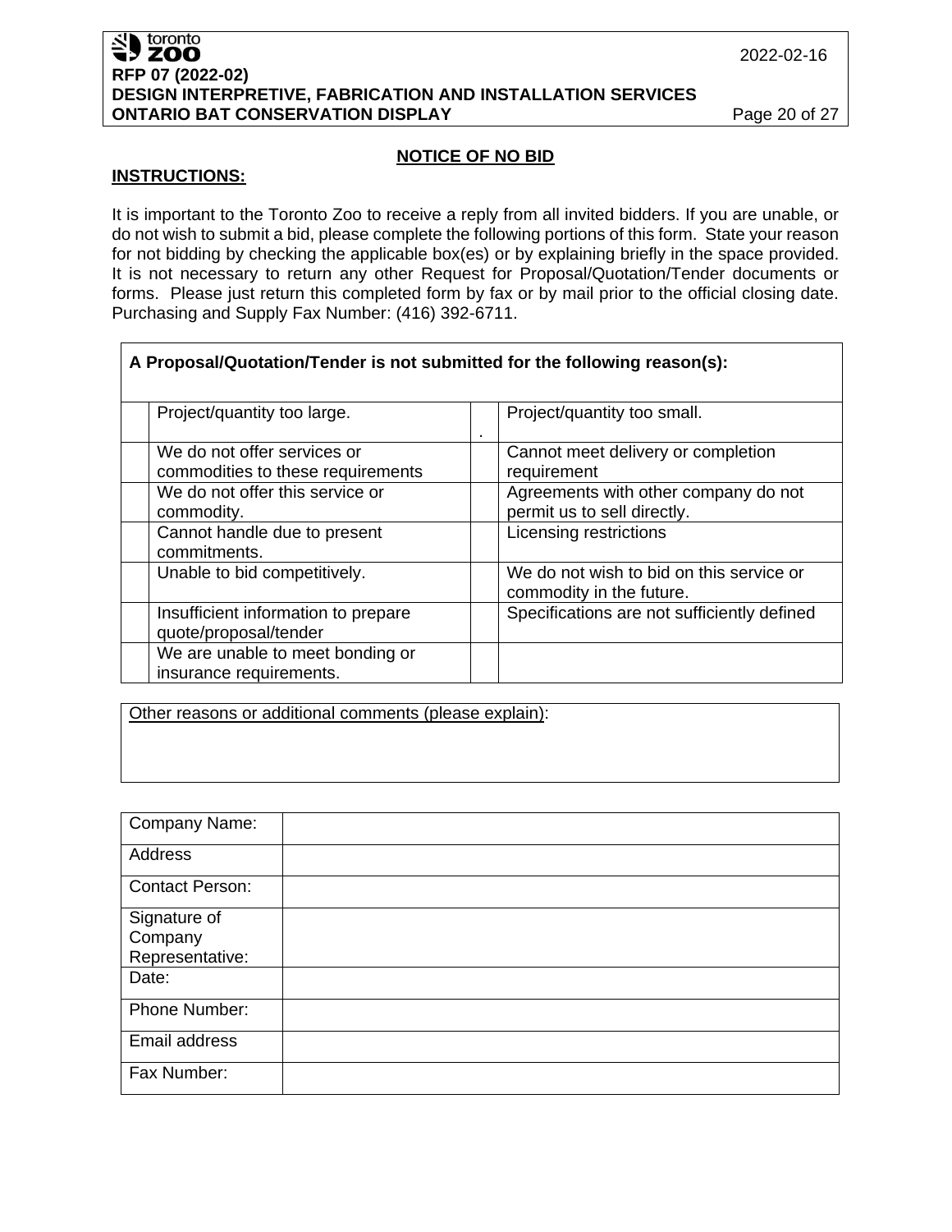## NOTICE OF NO BID

**INSTRUCTIONS:**

It is important to the Toronto Zoo to receive a reply from all invited bidders. If you are unable, or do not wish to submit a bid, please complete the following portions of this form. State your reason for not bidding by checking the applicable box(es) or by explaining briefly in the space provided. It is not necessary to return any other Request for Proposal/Quotation/Tender documents or forms. Please just return this completed form by fax or by mail prior to the official closing date. Purchasing and Supply Fax Number: (416) 392-6711.

| **A Proposal/Quotation/Tender is not submitted for the following reason(s):** | | | |
|---|---|---|---|
| | Project/quantity too large. | . | Project/quantity too small. |
| | We do not offer services or commodities to these requirements | | Cannot meet delivery or completion requirement |
| | We do not offer this service or commodity. | | Agreements with other company do not permit us to sell directly. |
| | Cannot handle due to present commitments. | | Licensing restrictions |
| | Unable to bid competitively. | | We do not wish to bid on this service or commodity in the future. |
| | Insufficient information to prepare quote/proposal/tender | | Specifications are not sufficiently defined |
| | We are unable to meet bonding or insurance requirements. | | |

| Other reasons or additional comments (please explain): |
|---|
| |

| Company Name: | |
|---|---|
| Address | |
| Contact Person: | |
| Signature of Company Representative: | |
| Date: | |
| Phone Number: | |
| Email address | |
| Fax Number: | |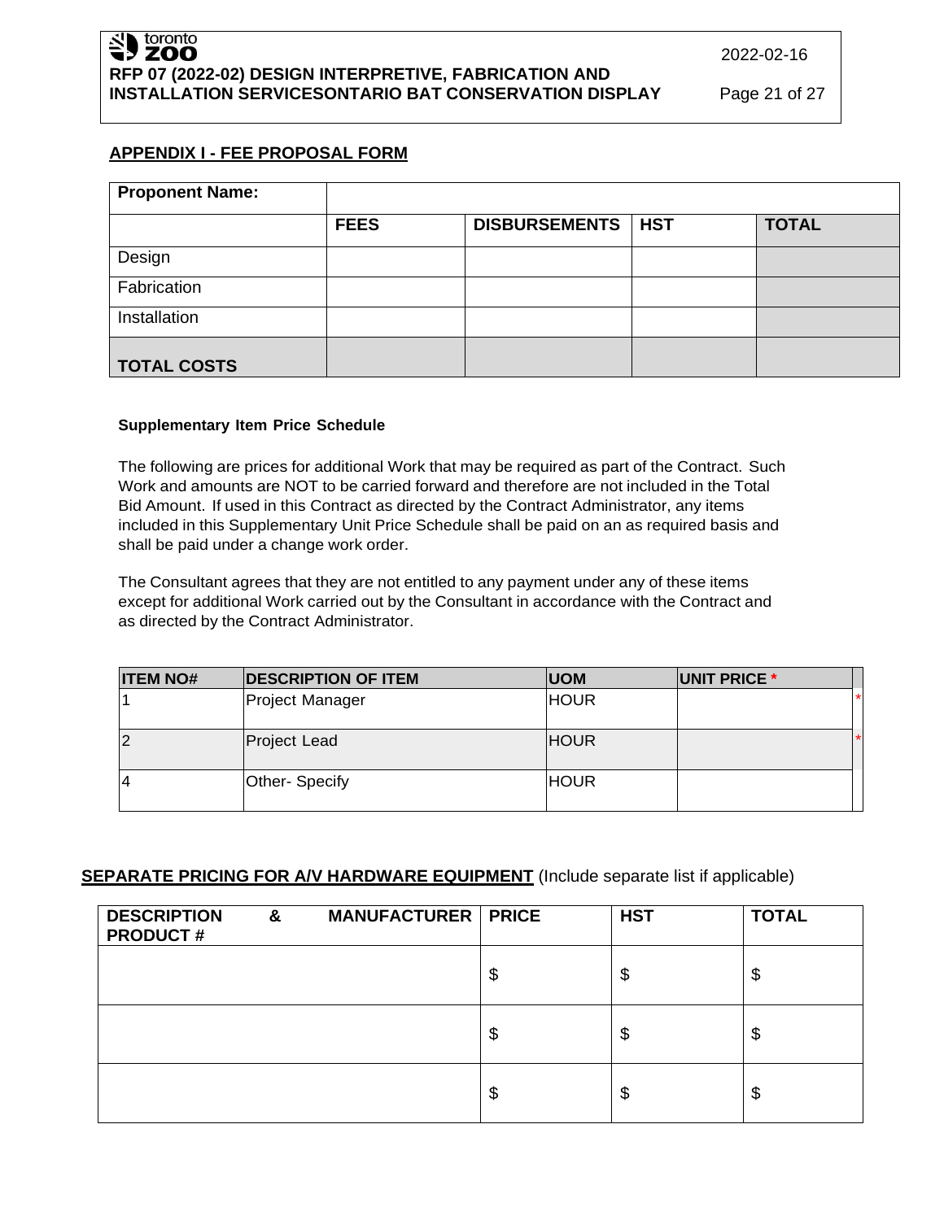## APPENDIX I - FEE PROPOSAL FORM

| Proponent Name: | | | | |
|---|---|---|---|---|
| | **FEES** | **DISBURSEMENTS** | **HST** | **TOTAL** |
| Design | | | | |
| Fabrication | | | | |
| Installation | | | | |
| **TOTAL COSTS** | | | | |

**Supplementary Item Price Schedule**

The following are prices for additional Work that may be required as part of the Contract. Such Work and amounts are NOT to be carried forward and therefore are not included in the Total Bid Amount. If used in this Contract as directed by the Contract Administrator, any items included in this Supplementary Unit Price Schedule shall be paid on an as required basis and shall be paid under a change work order.

The Consultant agrees that they are not entitled to any payment under any of these items except for additional Work carried out by the Consultant in accordance with the Contract and as directed by the Contract Administrator.

| ITEM NO# | DESCRIPTION OF ITEM | UOM | UNIT PRICE * | |
|---|---|---|---|---|
| 1 | Project Manager | HOUR | | * |
| 2 | Project Lead | HOUR | | * |
| 4 | Other- Specify | HOUR | | |

**SEPARATE PRICING FOR A/V HARDWARE EQUIPMENT** (Include separate list if applicable)

| DESCRIPTION & MANUFACTURER PRODUCT # | PRICE | HST | TOTAL |
|---|---|---|---|
| | $ | $ | $ |
| | $ | $ | $ |
| | $ | $ | $ |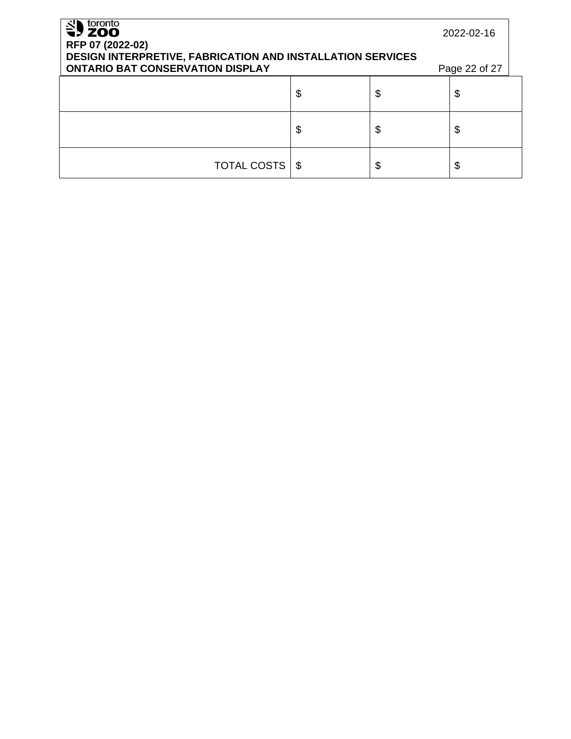| | | | |
|---|---|---|---|
| | $ | $ | $ |
| | $ | $ | $ |
| TOTAL COSTS | $ | $ | $ |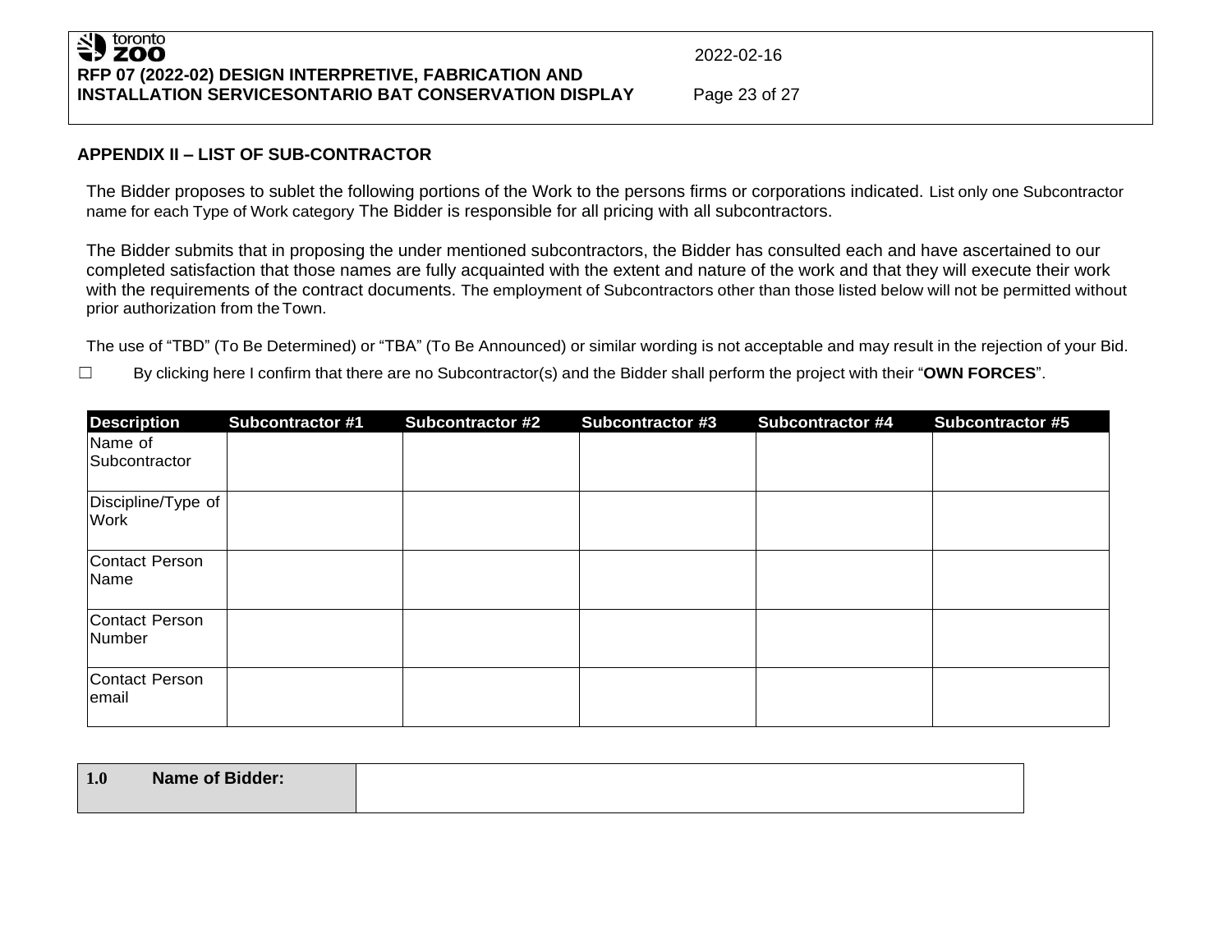## APPENDIX II – LIST OF SUB-CONTRACTOR

The Bidder proposes to sublet the following portions of the Work to the persons firms or corporations indicated. List only one Subcontractor name for each Type of Work category The Bidder is responsible for all pricing with all subcontractors.

The Bidder submits that in proposing the under mentioned subcontractors, the Bidder has consulted each and have ascertained to our completed satisfaction that those names are fully acquainted with the extent and nature of the work and that they will execute their work with the requirements of the contract documents. The employment of Subcontractors other than those listed below will not be permitted without prior authorization from the Town.

The use of "TBD" (To Be Determined) or "TBA" (To Be Announced) or similar wording is not acceptable and may result in the rejection of your Bid.

☐ By clicking here I confirm that there are no Subcontractor(s) and the Bidder shall perform the project with their "**OWN FORCES**".

| Description | Subcontractor #1 | Subcontractor #2 | Subcontractor #3 | Subcontractor #4 | Subcontractor #5 |
|---|---|---|---|---|---|
| Name of Subcontractor | | | | | |
| Discipline/Type of Work | | | | | |
| Contact Person Name | | | | | |
| Contact Person Number | | | | | |
| Contact Person email | | | | | |

| 1.0 Name of Bidder: | |
|---|---|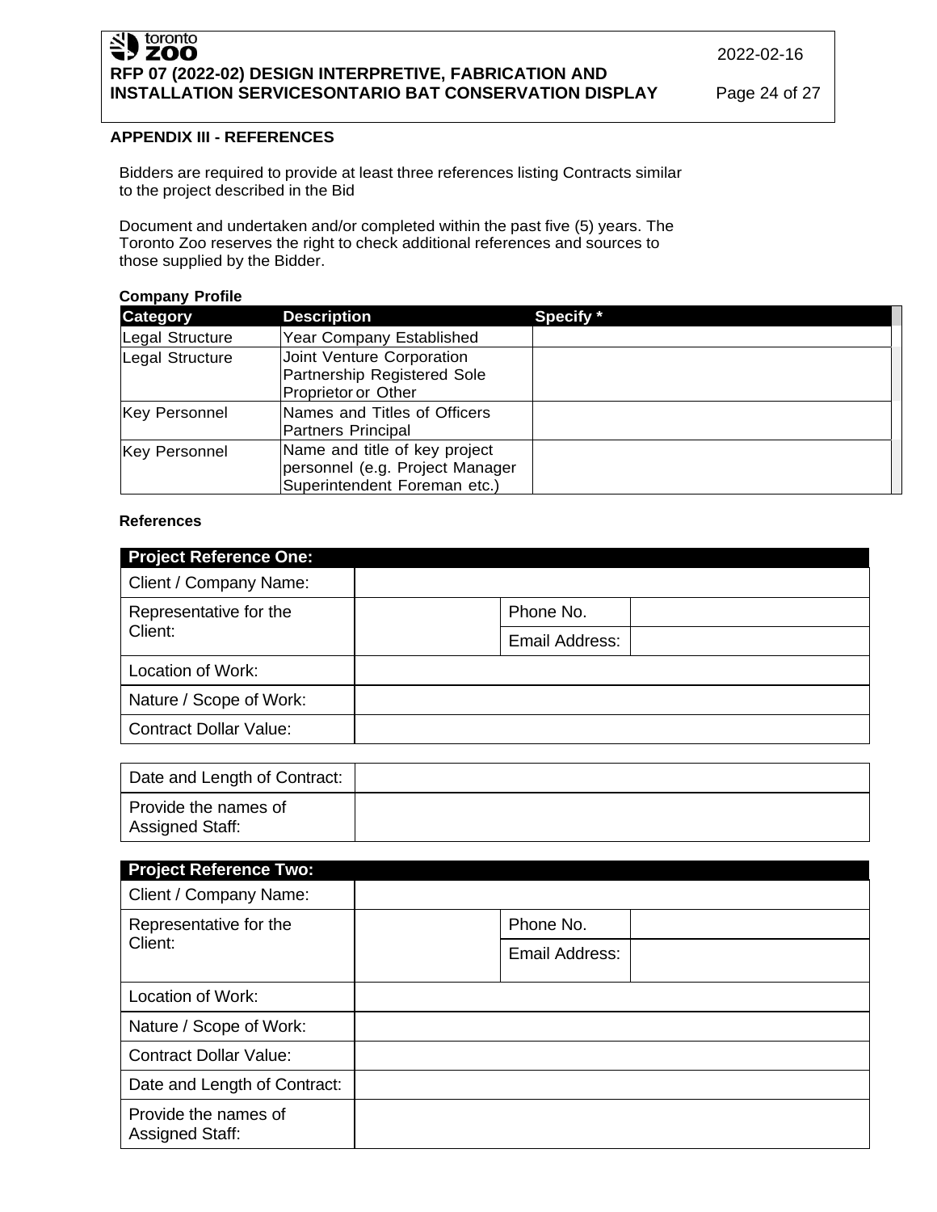## APPENDIX III - REFERENCES

Bidders are required to provide at least three references listing Contracts similar to the project described in the Bid

Document and undertaken and/or completed within the past five (5) years. The Toronto Zoo reserves the right to check additional references and sources to those supplied by the Bidder.

**Company Profile**

| Category | Description | Specify * |
|---|---|---|
| Legal Structure | Year Company Established | |
| Legal Structure | Joint Venture Corporation Partnership Registered Sole Proprietor or Other | |
| Key Personnel | Names and Titles of Officers Partners Principal | |
| Key Personnel | Name and title of key project personnel (e.g. Project Manager Superintendent Foreman etc.) | |

**References**

| Project Reference One: | | | |
|---|---|---|---|
| Client / Company Name: | | | |
| Representative for the Client: | | Phone No. | |
| | | Email Address: | |
| Location of Work: | | | |
| Nature / Scope of Work: | | | |
| Contract Dollar Value: | | | |
| Date and Length of Contract: | | | |
| Provide the names of Assigned Staff: | | | |

| Project Reference Two: | | | |
|---|---|---|---|
| Client / Company Name: | | | |
| Representative for the Client: | | Phone No. | |
| | | Email Address: | |
| Location of Work: | | | |
| Nature / Scope of Work: | | | |
| Contract Dollar Value: | | | |
| Date and Length of Contract: | | | |
| Provide the names of Assigned Staff: | | | |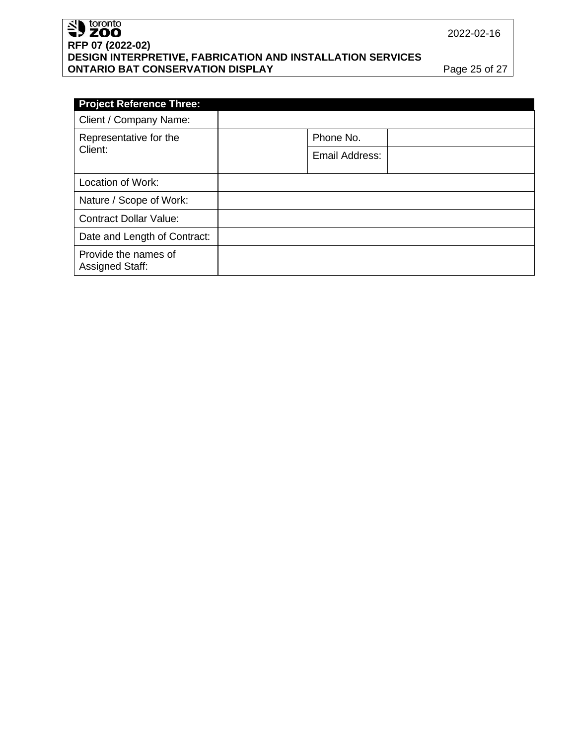| Project Reference Three: | | | |
|---|---|---|---|
| Client / Company Name: | | | |
| Representative for the Client: | | Phone No. | |
| | | Email Address: | |
| Location of Work: | | | |
| Nature / Scope of Work: | | | |
| Contract Dollar Value: | | | |
| Date and Length of Contract: | | | |
| Provide the names of Assigned Staff: | | | |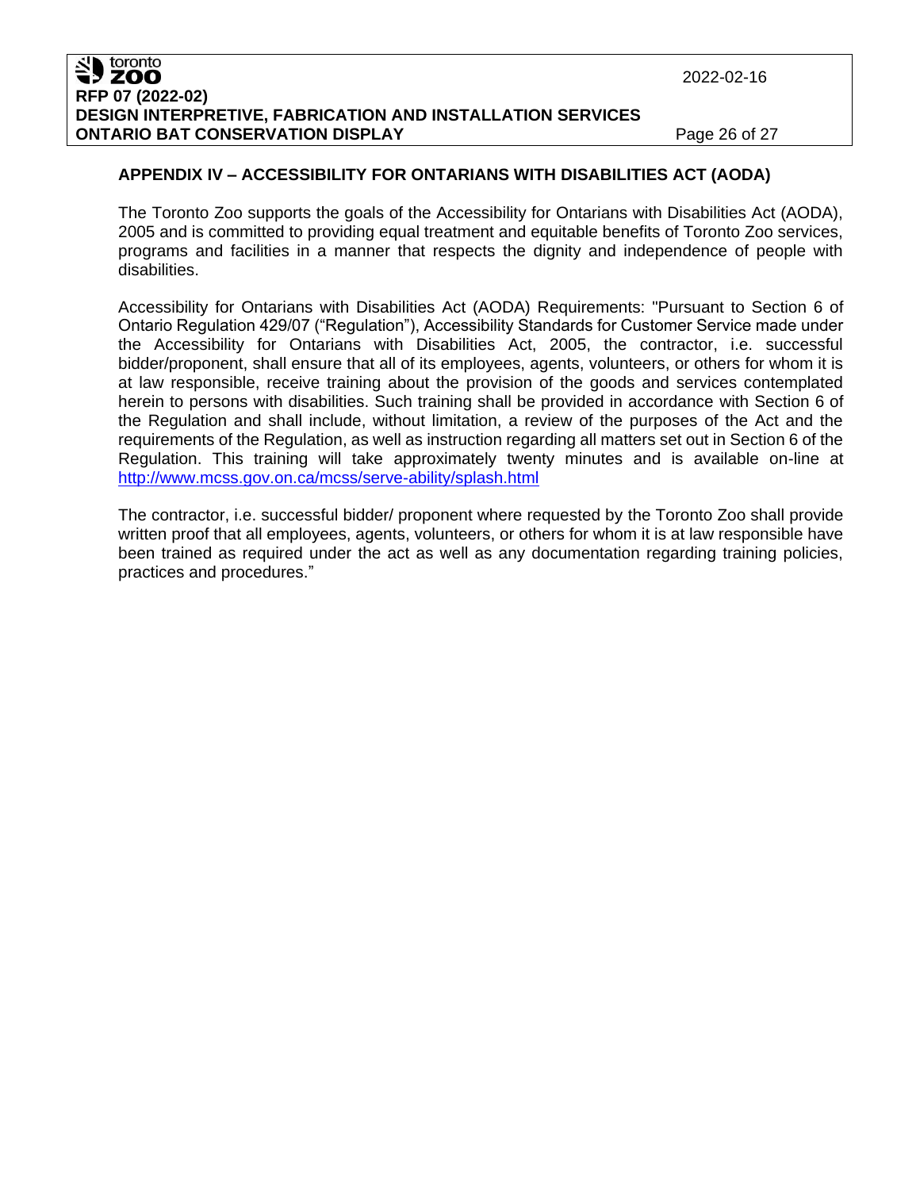## APPENDIX IV – ACCESSIBILITY FOR ONTARIANS WITH DISABILITIES ACT (AODA)

The Toronto Zoo supports the goals of the Accessibility for Ontarians with Disabilities Act (AODA), 2005 and is committed to providing equal treatment and equitable benefits of Toronto Zoo services, programs and facilities in a manner that respects the dignity and independence of people with disabilities.

Accessibility for Ontarians with Disabilities Act (AODA) Requirements: "Pursuant to Section 6 of Ontario Regulation 429/07 ("Regulation"), Accessibility Standards for Customer Service made under the Accessibility for Ontarians with Disabilities Act, 2005, the contractor, i.e. successful bidder/proponent, shall ensure that all of its employees, agents, volunteers, or others for whom it is at law responsible, receive training about the provision of the goods and services contemplated herein to persons with disabilities. Such training shall be provided in accordance with Section 6 of the Regulation and shall include, without limitation, a review of the purposes of the Act and the requirements of the Regulation, as well as instruction regarding all matters set out in Section 6 of the Regulation. This training will take approximately twenty minutes and is available on-line at http://www.mcss.gov.on.ca/mcss/serve-ability/splash.html

The contractor, i.e. successful bidder/ proponent where requested by the Toronto Zoo shall provide written proof that all employees, agents, volunteers, or others for whom it is at law responsible have been trained as required under the act as well as any documentation regarding training policies, practices and procedures."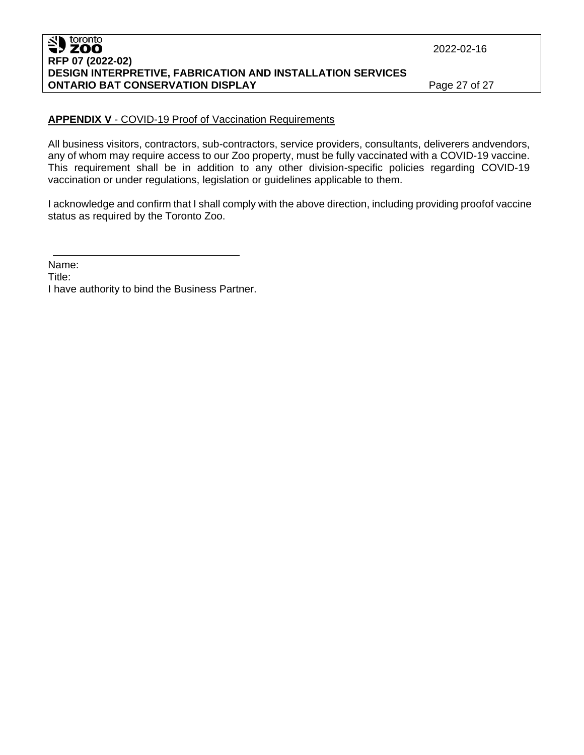**APPENDIX V** - COVID-19 Proof of Vaccination Requirements

All business visitors, contractors, sub-contractors, service providers, consultants, deliverers andvendors, any of whom may require access to our Zoo property, must be fully vaccinated with a COVID-19 vaccine. This requirement shall be in addition to any other division-specific policies regarding COVID-19 vaccination or under regulations, legislation or guidelines applicable to them.

I acknowledge and confirm that I shall comply with the above direction, including providing proofof vaccine status as required by the Toronto Zoo.

\_\_\_\_\_\_\_\_\_\_\_\_\_\_\_\_\_\_\_\_\_\_\_\_\_\_\_\_\_\_\_\_

Name:
Title:
I have authority to bind the Business Partner.